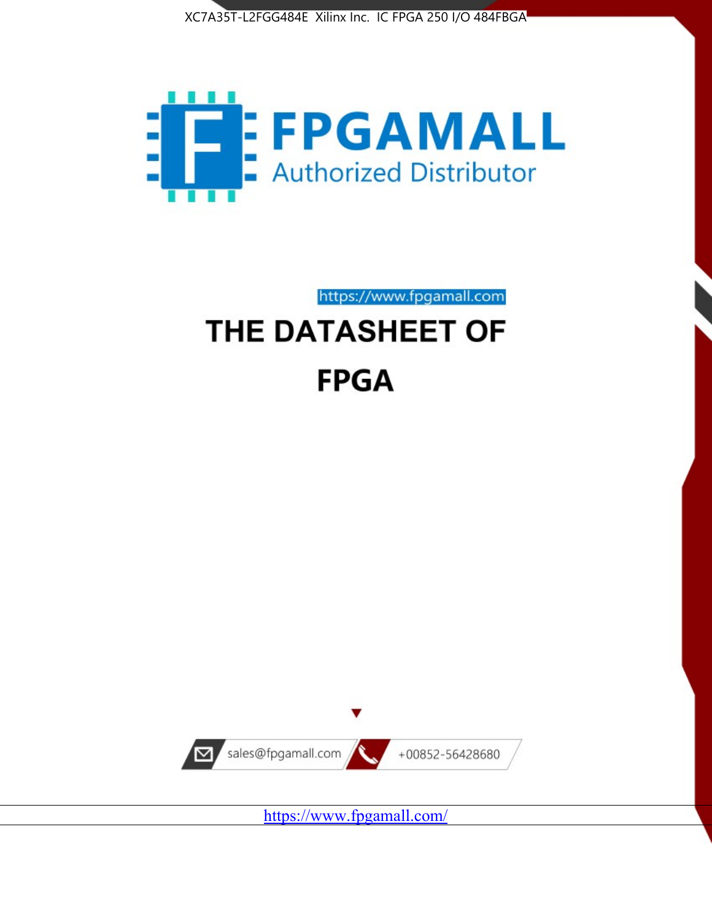XC7A35T-L2FGG484E Xilinx Inc. IC FPGA 250 I/O 484FBGA

FPGAMALL

Authorized Distributor

https://www.fpgamall.com

# THE DATASHEET OF

# FPGA

sales@fpgamall.com

+00852-56428680

https://www.fpgamall.com/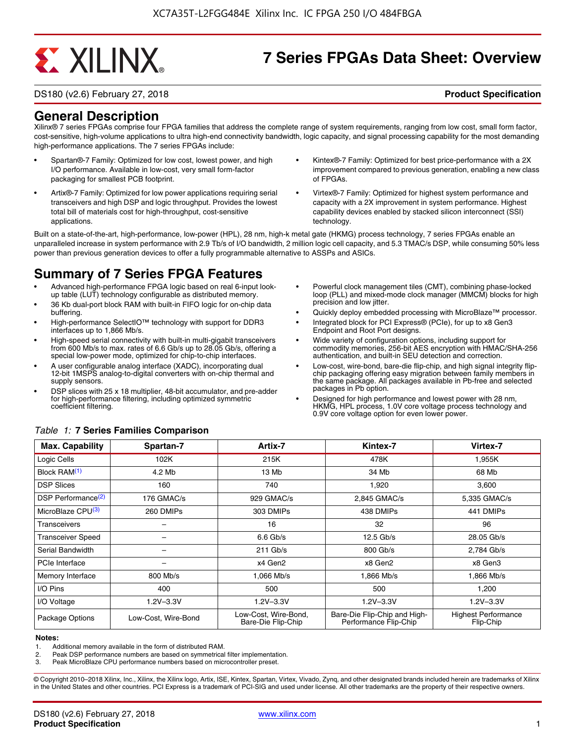# 7 Series FPGAs Data Sheet: Overview

DS180 (v2.6) February 27, 2018 **Product Specification**

## General Description

Xilinx® 7 series FPGAs comprise four FPGA families that address the complete range of system requirements, ranging from low cost, small form factor, cost-sensitive, high-volume applications to ultra high-end connectivity bandwidth, logic capacity, and signal processing capability for the most demanding high-performance applications. The 7 series FPGAs include:

- Spartan®-7 Family: Optimized for low cost, lowest power, and high I/O performance. Available in low-cost, very small form-factor packaging for smallest PCB footprint.
- Artix®-7 Family: Optimized for low power applications requiring serial transceivers and high DSP and logic throughput. Provides the lowest total bill of materials cost for high-throughput, cost-sensitive applications.
- Kintex®-7 Family: Optimized for best price-performance with a 2X improvement compared to previous generation, enabling a new class of FPGAs.
- Virtex®-7 Family: Optimized for highest system performance and capacity with a 2X improvement in system performance. Highest capability devices enabled by stacked silicon interconnect (SSI) technology.

Built on a state-of-the-art, high-performance, low-power (HPL), 28 nm, high-k metal gate (HKMG) process technology, 7 series FPGAs enable an unparalleled increase in system performance with 2.9 Tb/s of I/O bandwidth, 2 million logic cell capacity, and 5.3 TMAC/s DSP, while consuming 50% less power than previous generation devices to offer a fully programmable alternative to ASSPs and ASICs.

## Summary of 7 Series FPGA Features

- Advanced high-performance FPGA logic based on real 6-input look-up table (LUT) technology configurable as distributed memory.
- 36 Kb dual-port block RAM with built-in FIFO logic for on-chip data buffering.
- High-performance SelectIO™ technology with support for DDR3 interfaces up to 1,866 Mb/s.
- High-speed serial connectivity with built-in multi-gigabit transceivers from 600 Mb/s to max. rates of 6.6 Gb/s up to 28.05 Gb/s, offering a special low-power mode, optimized for chip-to-chip interfaces.
- A user configurable analog interface (XADC), incorporating dual 12-bit 1MSPS analog-to-digital converters with on-chip thermal and supply sensors.
- DSP slices with 25 x 18 multiplier, 48-bit accumulator, and pre-adder for high-performance filtering, including optimized symmetric coefficient filtering.
- Powerful clock management tiles (CMT), combining phase-locked loop (PLL) and mixed-mode clock manager (MMCM) blocks for high precision and low jitter.
- Quickly deploy embedded processing with MicroBlaze™ processor.
- Integrated block for PCI Express® (PCIe), for up to x8 Gen3 Endpoint and Root Port designs.
- Wide variety of configuration options, including support for commodity memories, 256-bit AES encryption with HMAC/SHA-256 authentication, and built-in SEU detection and correction.
- Low-cost, wire-bond, bare-die flip-chip, and high signal integrity flip-chip packaging offering easy migration between family members in the same package. All packages available in Pb-free and selected packages in Pb option.
- Designed for high performance and lowest power with 28 nm, HKMG, HPL process, 1.0V core voltage process technology and 0.9V core voltage option for even lower power.

*Table 1:* **7 Series Families Comparison**

| Max. Capability | Spartan-7 | Artix-7 | Kintex-7 | Virtex-7 |
|---|---|---|---|---|
| Logic Cells | 102K | 215K | 478K | 1,955K |
| Block RAM(1) | 4.2 Mb | 13 Mb | 34 Mb | 68 Mb |
| DSP Slices | 160 | 740 | 1,920 | 3,600 |
| DSP Performance(2) | 176 GMAC/s | 929 GMAC/s | 2,845 GMAC/s | 5,335 GMAC/s |
| MicroBlaze CPU(3) | 260 DMIPs | 303 DMIPs | 438 DMIPs | 441 DMIPs |
| Transceivers | – | 16 | 32 | 96 |
| Transceiver Speed | – | 6.6 Gb/s | 12.5 Gb/s | 28.05 Gb/s |
| Serial Bandwidth | – | 211 Gb/s | 800 Gb/s | 2,784 Gb/s |
| PCIe Interface | – | x4 Gen2 | x8 Gen2 | x8 Gen3 |
| Memory Interface | 800 Mb/s | 1,066 Mb/s | 1,866 Mb/s | 1,866 Mb/s |
| I/O Pins | 400 | 500 | 500 | 1,200 |
| I/O Voltage | 1.2V–3.3V | 1.2V–3.3V | 1.2V–3.3V | 1.2V–3.3V |
| Package Options | Low-Cost, Wire-Bond | Low-Cost, Wire-Bond, Bare-Die Flip-Chip | Bare-Die Flip-Chip and High-Performance Flip-Chip | Highest Performance Flip-Chip |

**Notes:**
1. Additional memory available in the form of distributed RAM.
2. Peak DSP performance numbers are based on symmetrical filter implementation.
3. Peak MicroBlaze CPU performance numbers based on microcontroller preset.

© Copyright 2010–2018 Xilinx, Inc., Xilinx, the Xilinx logo, Artix, ISE, Kintex, Spartan, Virtex, Vivado, Zynq, and other designated brands included herein are trademarks of Xilinx in the United States and other countries. PCI Express is a trademark of PCI-SIG and used under license. All other trademarks are the property of their respective owners.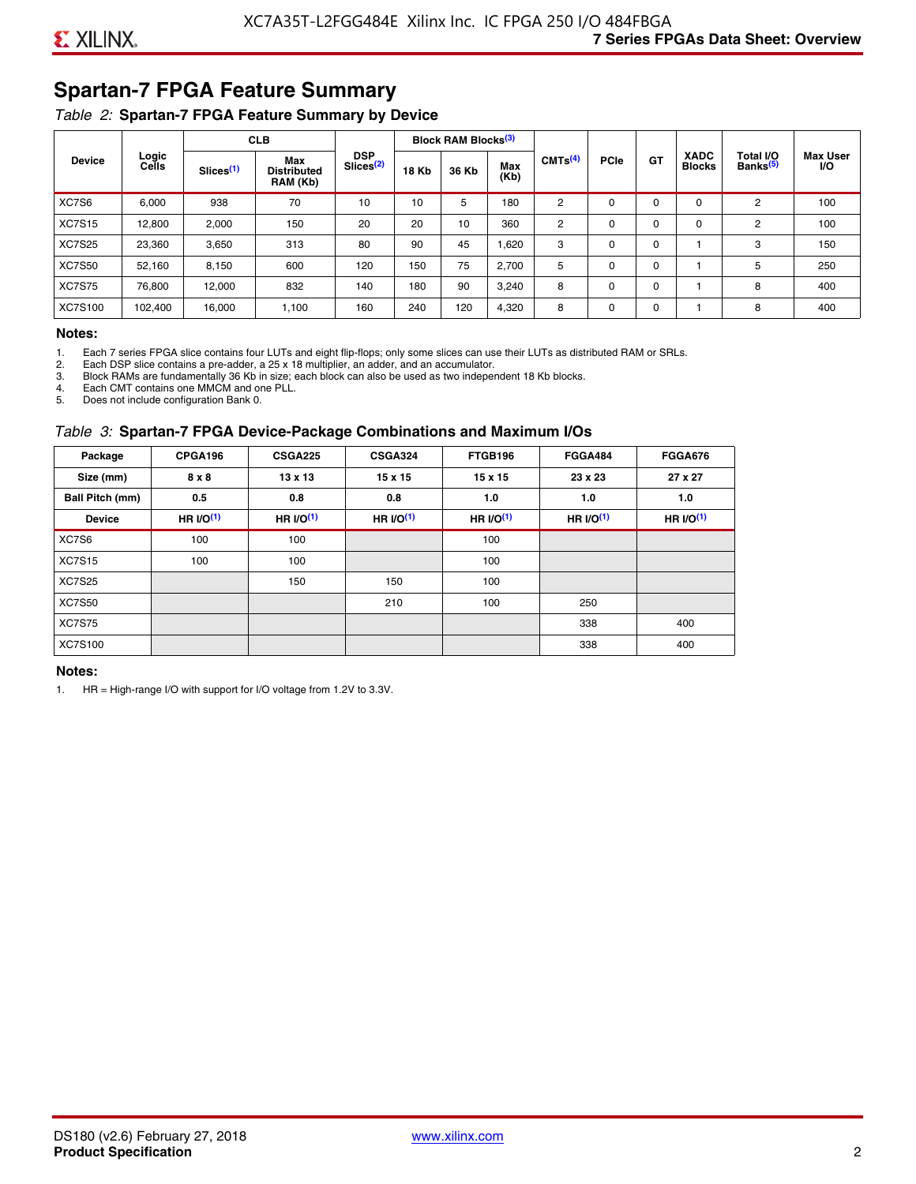## Spartan-7 FPGA Feature Summary

*Table 2:* **Spartan-7 FPGA Feature Summary by Device**

| Device | Logic Cells | CLB | | DSP Slices[(2)] | Block RAM Blocks[(3)] | | | CMTs[(4)] | PCIe | GT | XADC Blocks | Total I/O Banks[(5)] | Max User I/O |
|---|---|---|---|---|---|---|---|---|---|---|---|---|---|
| | | Slices[(1)] | Max Distributed RAM (Kb) | | 18 Kb | 36 Kb | Max (Kb) | | | | | | |
| XC7S6 | 6,000 | 938 | 70 | 10 | 10 | 5 | 180 | 2 | 0 | 0 | 0 | 2 | 100 |
| XC7S15 | 12,800 | 2,000 | 150 | 20 | 20 | 10 | 360 | 2 | 0 | 0 | 0 | 2 | 100 |
| XC7S25 | 23,360 | 3,650 | 313 | 80 | 90 | 45 | 1,620 | 3 | 0 | 0 | 1 | 3 | 150 |
| XC7S50 | 52,160 | 8,150 | 600 | 120 | 150 | 75 | 2,700 | 5 | 0 | 0 | 1 | 5 | 250 |
| XC7S75 | 76,800 | 12,000 | 832 | 140 | 180 | 90 | 3,240 | 8 | 0 | 0 | 1 | 8 | 400 |
| XC7S100 | 102,400 | 16,000 | 1,100 | 160 | 240 | 120 | 4,320 | 8 | 0 | 0 | 1 | 8 | 400 |

**Notes:**

1. Each 7 series FPGA slice contains four LUTs and eight flip-flops; only some slices can use their LUTs as distributed RAM or SRLs.
2. Each DSP slice contains a pre-adder, a 25 x 18 multiplier, an adder, and an accumulator.
3. Block RAMs are fundamentally 36 Kb in size; each block can also be used as two independent 18 Kb blocks.
4. Each CMT contains one MMCM and one PLL.
5. Does not include configuration Bank 0.

*Table 3:* **Spartan-7 FPGA Device-Package Combinations and Maximum I/Os**

| Package | CPGA196 | CSGA225 | CSGA324 | FTGB196 | FGGA484 | FGGA676 |
|---|---|---|---|---|---|---|
| **Size (mm)** | **8 x 8** | **13 x 13** | **15 x 15** | **15 x 15** | **23 x 23** | **27 x 27** |
| **Ball Pitch (mm)** | **0.5** | **0.8** | **0.8** | **1.0** | **1.0** | **1.0** |
| **Device** | **HR I/O[(1)]** | **HR I/O[(1)]** | **HR I/O[(1)]** | **HR I/O[(1)]** | **HR I/O[(1)]** | **HR I/O[(1)]** |
| XC7S6 | 100 | 100 | | 100 | | |
| XC7S15 | 100 | 100 | | 100 | | |
| XC7S25 | | 150 | 150 | 100 | | |
| XC7S50 | | | 210 | 100 | 250 | |
| XC7S75 | | | | | 338 | 400 |
| XC7S100 | | | | | 338 | 400 |

**Notes:**

1. HR = High-range I/O with support for I/O voltage from 1.2V to 3.3V.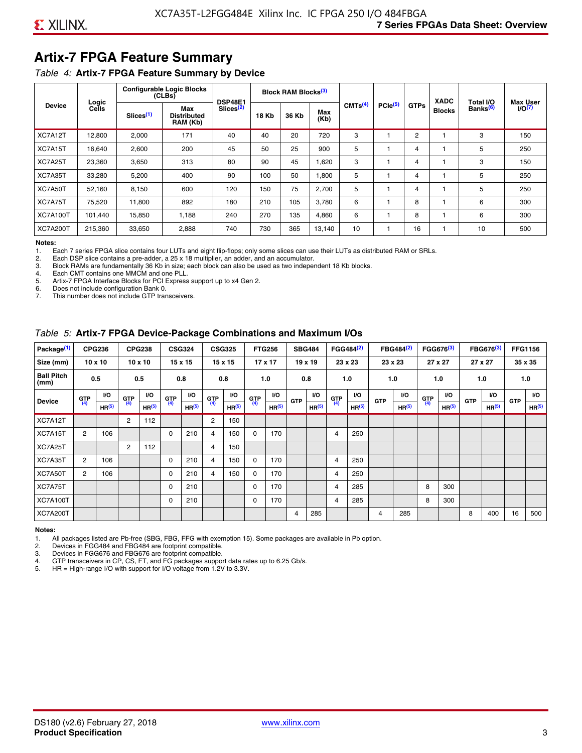## Artix-7 FPGA Feature Summary

*Table 4:* **Artix-7 FPGA Feature Summary by Device**

| Device | Logic Cells | Configurable Logic Blocks (CLBs) | | DSP48E1 Slices[2] | Block RAM Blocks[3] | | | CMTs[4] | PCIe[5] | GTPs | XADC Blocks | Total I/O Banks[6] | Max User I/O[7] |
|---|---|---|---|---|---|---|---|---|---|---|---|---|---|
| | | Slices[1] | Max Distributed RAM (Kb) | | 18 Kb | 36 Kb | Max (Kb) | | | | | | |
| XC7A12T | 12,800 | 2,000 | 171 | 40 | 40 | 20 | 720 | 3 | 1 | 2 | 1 | 3 | 150 |
| XC7A15T | 16,640 | 2,600 | 200 | 45 | 50 | 25 | 900 | 5 | 1 | 4 | 1 | 5 | 250 |
| XC7A25T | 23,360 | 3,650 | 313 | 80 | 90 | 45 | 1,620 | 3 | 1 | 4 | 1 | 3 | 150 |
| XC7A35T | 33,280 | 5,200 | 400 | 90 | 100 | 50 | 1,800 | 5 | 1 | 4 | 1 | 5 | 250 |
| XC7A50T | 52,160 | 8,150 | 600 | 120 | 150 | 75 | 2,700 | 5 | 1 | 4 | 1 | 5 | 250 |
| XC7A75T | 75,520 | 11,800 | 892 | 180 | 210 | 105 | 3,780 | 6 | 1 | 8 | 1 | 6 | 300 |
| XC7A100T | 101,440 | 15,850 | 1,188 | 240 | 270 | 135 | 4,860 | 6 | 1 | 8 | 1 | 6 | 300 |
| XC7A200T | 215,360 | 33,650 | 2,888 | 740 | 730 | 365 | 13,140 | 10 | 1 | 16 | 1 | 10 | 500 |

**Notes:**
1. Each 7 series FPGA slice contains four LUTs and eight flip-flops; only some slices can use their LUTs as distributed RAM or SRLs.
2. Each DSP slice contains a pre-adder, a 25 x 18 multiplier, an adder, and an accumulator.
3. Block RAMs are fundamentally 36 Kb in size; each block can also be used as two independent 18 Kb blocks.
4. Each CMT contains one MMCM and one PLL.
5. Artix-7 FPGA Interface Blocks for PCI Express support up to x4 Gen 2.
6. Does not include configuration Bank 0.
7. This number does not include GTP transceivers.

*Table 5:* **Artix-7 FPGA Device-Package Combinations and Maximum I/Os**

| Package[1] | CPG236 | | CPG238 | | CSG324 | | CSG325 | | FTG256 | | SBG484 | | FGG484[2] | | FBG484[2] | | FGG676[3] | | FBG676[3] | | FFG1156 | |
|---|---|---|---|---|---|---|---|---|---|---|---|---|---|---|---|---|---|---|---|---|---|---|
| Size (mm) | 10 x 10 | | 10 x 10 | | 15 x 15 | | 15 x 15 | | 17 x 17 | | 19 x 19 | | 23 x 23 | | 23 x 23 | | 27 x 27 | | 27 x 27 | | 35 x 35 | |
| Ball Pitch (mm) | 0.5 | | 0.5 | | 0.8 | | 0.8 | | 1.0 | | 0.8 | | 1.0 | | 1.0 | | 1.0 | | 1.0 | | 1.0 | |
| Device | GTP[4] | I/O HR[5] | GTP[4] | I/O HR[5] | GTP[4] | I/O HR[5] | GTP[4] | I/O HR[5] | GTP[4] | I/O HR[5] | GTP | I/O HR[5] | GTP[4] | I/O HR[5] | GTP | I/O HR[5] | GTP[4] | I/O HR[5] | GTP | I/O HR[5] | GTP | I/O HR[5] |
| XC7A12T | | | 2 | 112 | | | 2 | 150 | | | | | | | | | | | | | | |
| XC7A15T | 2 | 106 | | | 0 | 210 | 4 | 150 | 0 | 170 | | | 4 | 250 | | | | | | | | |
| XC7A25T | | | 2 | 112 | | | 4 | 150 | | | | | | | | | | | | | | |
| XC7A35T | 2 | 106 | | | 0 | 210 | 4 | 150 | 0 | 170 | | | 4 | 250 | | | | | | | | |
| XC7A50T | 2 | 106 | | | 0 | 210 | 4 | 150 | 0 | 170 | | | 4 | 250 | | | | | | | | |
| XC7A75T | | | | | 0 | 210 | | | 0 | 170 | | | 4 | 285 | | | 8 | 300 | | | | |
| XC7A100T | | | | | 0 | 210 | | | 0 | 170 | | | 4 | 285 | | | 8 | 300 | | | | |
| XC7A200T | | | | | | | | | | | 4 | 285 | | | 4 | 285 | | | 8 | 400 | 16 | 500 |

**Notes:**
1. All packages listed are Pb-free (SBG, FBG, FFG with exemption 15). Some packages are available in Pb option.
2. Devices in FGG484 and FBG484 are footprint compatible.
3. Devices in FGG676 and FBG676 are footprint compatible.
4. GTP transceivers in CP, CS, FT, and FG packages support data rates up to 6.25 Gb/s.
5. HR = High-range I/O with support for I/O voltage from 1.2V to 3.3V.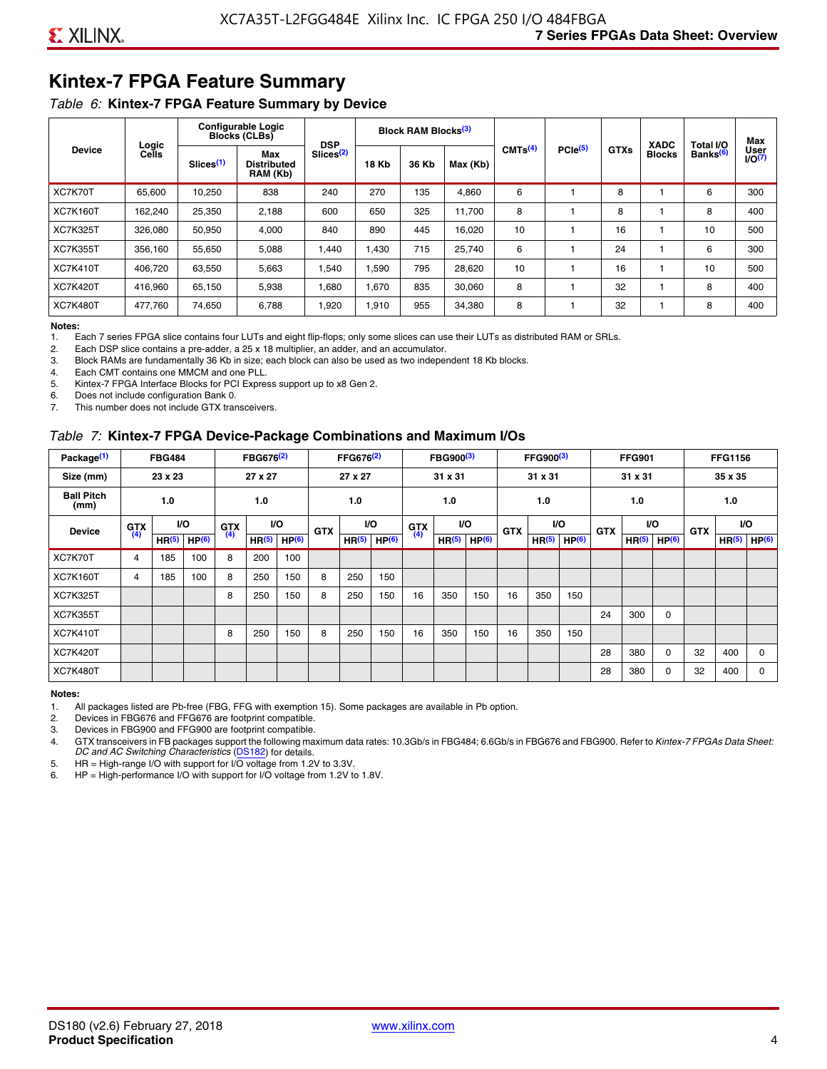## Kintex-7 FPGA Feature Summary

*Table 6:* **Kintex-7 FPGA Feature Summary by Device**

| Device | Logic Cells | Configurable Logic Blocks (CLBs) | | DSP Slices(2) | Block RAM Blocks(3) | | | CMTs(4) | PCIe(5) | GTXs | XADC Blocks | Total I/O Banks(6) | Max User I/O(7) |
|---|---|---|---|---|---|---|---|---|---|---|---|---|---|
| | | Slices(1) | Max Distributed RAM (Kb) | | 18 Kb | 36 Kb | Max (Kb) | | | | | | |
| XC7K70T | 65,600 | 10,250 | 838 | 240 | 270 | 135 | 4,860 | 6 | 1 | 8 | 1 | 6 | 300 |
| XC7K160T | 162,240 | 25,350 | 2,188 | 600 | 650 | 325 | 11,700 | 8 | 1 | 8 | 1 | 8 | 400 |
| XC7K325T | 326,080 | 50,950 | 4,000 | 840 | 890 | 445 | 16,020 | 10 | 1 | 16 | 1 | 10 | 500 |
| XC7K355T | 356,160 | 55,650 | 5,088 | 1,440 | 1,430 | 715 | 25,740 | 6 | 1 | 24 | 1 | 6 | 300 |
| XC7K410T | 406,720 | 63,550 | 5,663 | 1,540 | 1,590 | 795 | 28,620 | 10 | 1 | 16 | 1 | 10 | 500 |
| XC7K420T | 416,960 | 65,150 | 5,938 | 1,680 | 1,670 | 835 | 30,060 | 8 | 1 | 32 | 1 | 8 | 400 |
| XC7K480T | 477,760 | 74,650 | 6,788 | 1,920 | 1,910 | 955 | 34,380 | 8 | 1 | 32 | 1 | 8 | 400 |

**Notes:**

1. Each 7 series FPGA slice contains four LUTs and eight flip-flops; only some slices can use their LUTs as distributed RAM or SRLs.
2. Each DSP slice contains a pre-adder, a 25 x 18 multiplier, an adder, and an accumulator.
3. Block RAMs are fundamentally 36 Kb in size; each block can also be used as two independent 18 Kb blocks.
4. Each CMT contains one MMCM and one PLL.
5. Kintex-7 FPGA Interface Blocks for PCI Express support up to x8 Gen 2.
6. Does not include configuration Bank 0.
7. This number does not include GTX transceivers.

*Table 7:* **Kintex-7 FPGA Device-Package Combinations and Maximum I/Os**

| Package(1) | FBG484 | | | FBG676(2) | | | FFG676(2) | | | FBG900(3) | | | FFG900(3) | | | FFG901 | | | FFG1156 | | |
|---|---|---|---|---|---|---|---|---|---|---|---|---|---|---|---|---|---|---|---|---|---|
| Size (mm) | 23 x 23 | | | 27 x 27 | | | 27 x 27 | | | 31 x 31 | | | 31 x 31 | | | 31 x 31 | | | 35 x 35 | | |
| Ball Pitch (mm) | 1.0 | | | 1.0 | | | 1.0 | | | 1.0 | | | 1.0 | | | 1.0 | | | 1.0 | | |
| Device | GTX(4) | I/O | | GTX(4) | I/O | | GTX | I/O | | GTX(4) | I/O | | GTX | I/O | | GTX | I/O | | GTX | I/O | |
| | | HR(5) | HP(6) | | HR(5) | HP(6) | | HR(5) | HP(6) | | HR(5) | HP(6) | | HR(5) | HP(6) | | HR(5) | HP(6) | | HR(5) | HP(6) |
| XC7K70T | 4 | 185 | 100 | 8 | 200 | 100 | | | | | | | | | | | | | | | |
| XC7K160T | 4 | 185 | 100 | 8 | 250 | 150 | 8 | 250 | 150 | | | | | | | | | | | | |
| XC7K325T | | | | 8 | 250 | 150 | 8 | 250 | 150 | 16 | 350 | 150 | 16 | 350 | 150 | | | | | | |
| XC7K355T | | | | | | | | | | | | | | | | 24 | 300 | 0 | | | |
| XC7K410T | | | | 8 | 250 | 150 | 8 | 250 | 150 | 16 | 350 | 150 | 16 | 350 | 150 | | | | | | |
| XC7K420T | | | | | | | | | | | | | | | | 28 | 380 | 0 | 32 | 400 | 0 |
| XC7K480T | | | | | | | | | | | | | | | | 28 | 380 | 0 | 32 | 400 | 0 |

**Notes:**

1. All packages listed are Pb-free (FBG, FFG with exemption 15). Some packages are available in Pb option.
2. Devices in FBG676 and FFG676 are footprint compatible.
3. Devices in FBG900 and FFG900 are footprint compatible.
4. GTX transceivers in FB packages support the following maximum data rates: 10.3Gb/s in FBG484; 6.6Gb/s in FBG676 and FBG900. Refer to *Kintex-7 FPGAs Data Sheet: DC and AC Switching Characteristics* (DS182) for details.
5. HR = High-range I/O with support for I/O voltage from 1.2V to 3.3V.
6. HP = High-performance I/O with support for I/O voltage from 1.2V to 1.8V.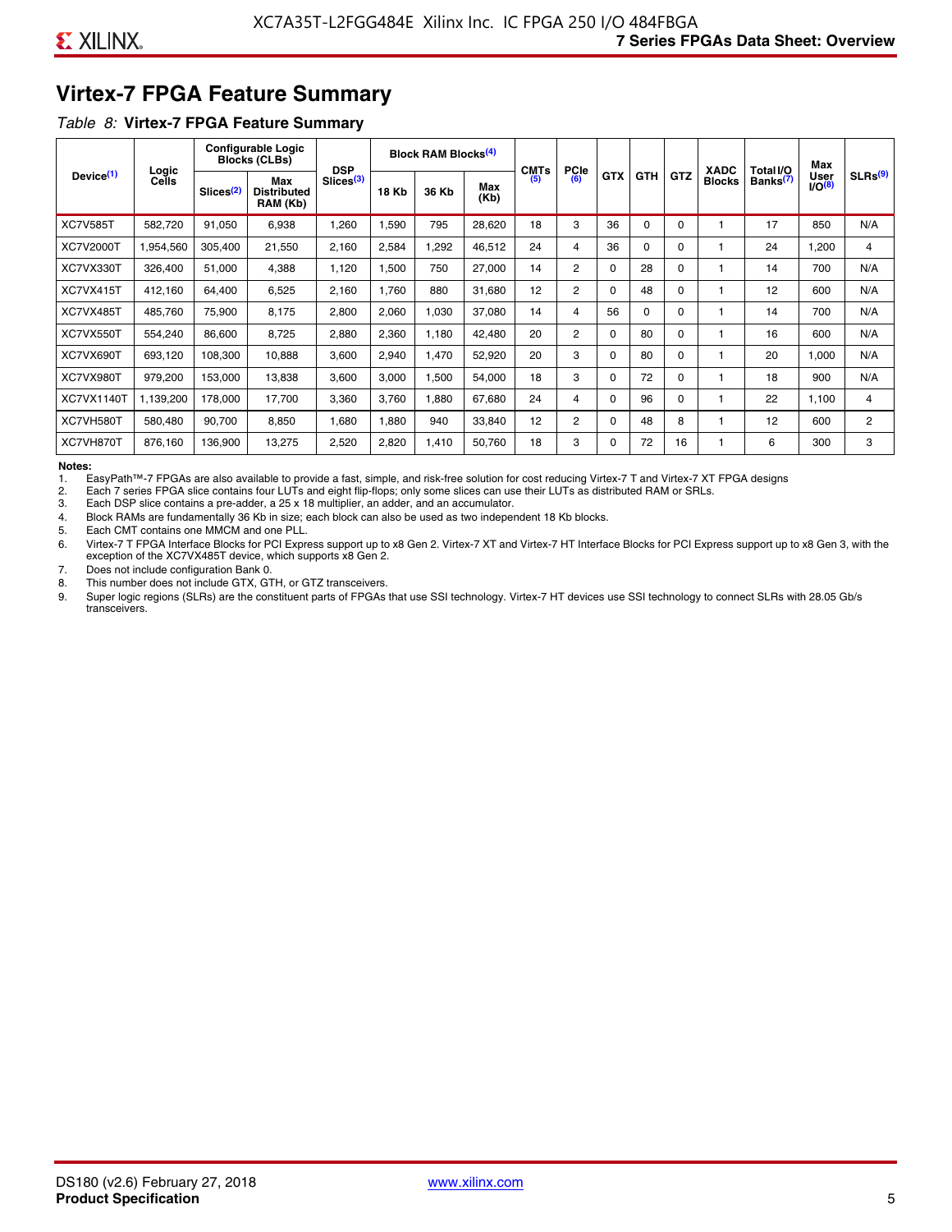# Virtex-7 FPGA Feature Summary

*Table 8:* **Virtex-7 FPGA Feature Summary**

| Device[(1)] | Logic Cells | Configurable Logic Blocks (CLBs) | | DSP Slices[(3)] | Block RAM Blocks[(4)] | | | CMTs [(5)] | PCIe [(6)] | GTX | GTH | GTZ | XADC Blocks | Total I/O Banks[(7)] | Max User I/O[(8)] | SLRs[(9)] |
|---|---|---|---|---|---|---|---|---|---|---|---|---|---|---|---|---|
| | | Slices[(2)] | Max Distributed RAM (Kb) | | 18 Kb | 36 Kb | Max (Kb) | | | | | | | | | |
| XC7V585T | 582,720 | 91,050 | 6,938 | 1,260 | 1,590 | 795 | 28,620 | 18 | 3 | 36 | 0 | 0 | 1 | 17 | 850 | N/A |
| XC7V2000T | 1,954,560 | 305,400 | 21,550 | 2,160 | 2,584 | 1,292 | 46,512 | 24 | 4 | 36 | 0 | 0 | 1 | 24 | 1,200 | 4 |
| XC7VX330T | 326,400 | 51,000 | 4,388 | 1,120 | 1,500 | 750 | 27,000 | 14 | 2 | 0 | 28 | 0 | 1 | 14 | 700 | N/A |
| XC7VX415T | 412,160 | 64,400 | 6,525 | 2,160 | 1,760 | 880 | 31,680 | 12 | 2 | 0 | 48 | 0 | 1 | 12 | 600 | N/A |
| XC7VX485T | 485,760 | 75,900 | 8,175 | 2,800 | 2,060 | 1,030 | 37,080 | 14 | 4 | 56 | 0 | 0 | 1 | 14 | 700 | N/A |
| XC7VX550T | 554,240 | 86,600 | 8,725 | 2,880 | 2,360 | 1,180 | 42,480 | 20 | 2 | 0 | 80 | 0 | 1 | 16 | 600 | N/A |
| XC7VX690T | 693,120 | 108,300 | 10,888 | 3,600 | 2,940 | 1,470 | 52,920 | 20 | 3 | 0 | 80 | 0 | 1 | 20 | 1,000 | N/A |
| XC7VX980T | 979,200 | 153,000 | 13,838 | 3,600 | 3,000 | 1,500 | 54,000 | 18 | 3 | 0 | 72 | 0 | 1 | 18 | 900 | N/A |
| XC7VX1140T | 1,139,200 | 178,000 | 17,700 | 3,360 | 3,760 | 1,880 | 67,680 | 24 | 4 | 0 | 96 | 0 | 1 | 22 | 1,100 | 4 |
| XC7VH580T | 580,480 | 90,700 | 8,850 | 1,680 | 1,880 | 940 | 33,840 | 12 | 2 | 0 | 48 | 8 | 1 | 12 | 600 | 2 |
| XC7VH870T | 876,160 | 136,900 | 13,275 | 2,520 | 2,820 | 1,410 | 50,760 | 18 | 3 | 0 | 72 | 16 | 1 | 6 | 300 | 3 |

**Notes:**

1. EasyPath™-7 FPGAs are also available to provide a fast, simple, and risk-free solution for cost reducing Virtex-7 T and Virtex-7 XT FPGA designs
2. Each 7 series FPGA slice contains four LUTs and eight flip-flops; only some slices can use their LUTs as distributed RAM or SRLs.
3. Each DSP slice contains a pre-adder, a 25 x 18 multiplier, an adder, and an accumulator.
4. Block RAMs are fundamentally 36 Kb in size; each block can also be used as two independent 18 Kb blocks.
5. Each CMT contains one MMCM and one PLL.
6. Virtex-7 T FPGA Interface Blocks for PCI Express support up to x8 Gen 2. Virtex-7 XT and Virtex-7 HT Interface Blocks for PCI Express support up to x8 Gen 3, with the exception of the XC7VX485T device, which supports x8 Gen 2.
7. Does not include configuration Bank 0.
8. This number does not include GTX, GTH, or GTZ transceivers.
9. Super logic regions (SLRs) are the constituent parts of FPGAs that use SSI technology. Virtex-7 HT devices use SSI technology to connect SLRs with 28.05 Gb/s transceivers.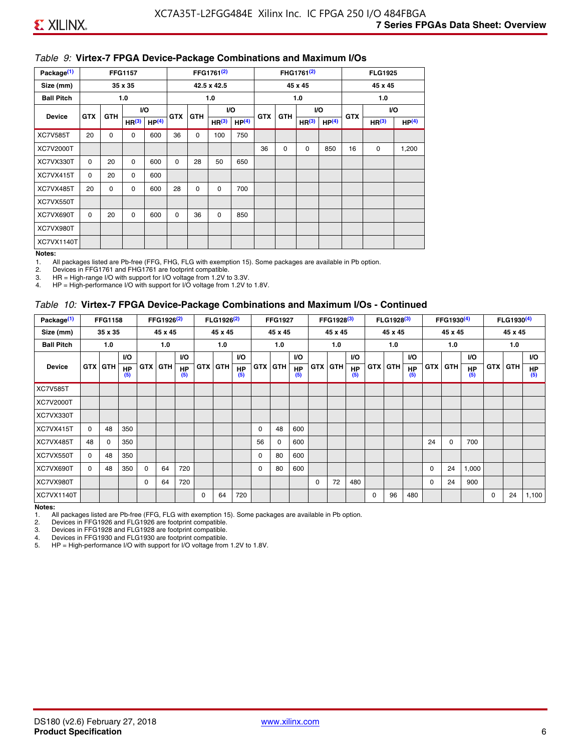### Table 9: Virtex-7 FPGA Device-Package Combinations and Maximum I/Os

| Package[1] | FFG1157 | | | | FFG1761[2] | | | | FHG1761[2] | | | | FLG1925 | | |
|---|---|---|---|---|---|---|---|---|---|---|---|---|---|---|---|
| Size (mm) | 35 x 35 | | | | 42.5 x 42.5 | | | | 45 x 45 | | | | 45 x 45 | | |
| Ball Pitch | 1.0 | | | | 1.0 | | | | 1.0 | | | | 1.0 | | |
| Device | GTX | GTH | I/O HR[3] | I/O HP[4] | GTX | GTH | I/O HR[3] | I/O HP[4] | GTX | GTH | I/O HR[3] | I/O HP[4] | GTX | I/O HR[3] | I/O HP[4] |
| XC7V585T | 20 | 0 | 0 | 600 | 36 | 0 | 100 | 750 | | | | | | | |
| XC7V2000T | | | | | | | | | 36 | 0 | 0 | 850 | 16 | 0 | 1,200 |
| XC7VX330T | 0 | 20 | 0 | 600 | 0 | 28 | 50 | 650 | | | | | | | |
| XC7VX415T | 0 | 20 | 0 | 600 | | | | | | | | | | | |
| XC7VX485T | 20 | 0 | 0 | 600 | 28 | 0 | 0 | 700 | | | | | | | |
| XC7VX550T | | | | | | | | | | | | | | | |
| XC7VX690T | 0 | 20 | 0 | 600 | 0 | 36 | 0 | 850 | | | | | | | |
| XC7VX980T | | | | | | | | | | | | | | | |
| XC7VX1140T | | | | | | | | | | | | | | | |

**Notes:**
1. All packages listed are Pb-free (FFG, FHG, FLG with exemption 15). Some packages are available in Pb option.
2. Devices in FFG1761 and FHG1761 are footprint compatible.
3. HR = High-range I/O with support for I/O voltage from 1.2V to 3.3V.
4. HP = High-performance I/O with support for I/O voltage from 1.2V to 1.8V.

### Table 10: Virtex-7 FPGA Device-Package Combinations and Maximum I/Os - Continued

| Package[1] | FFG1158 | | | FFG1926[2] | | | FLG1926[2] | | | FFG1927 | | | FFG1928[3] | | | FLG1928[3] | | | FFG1930[4] | | | FLG1930[4] | | |
|---|---|---|---|---|---|---|---|---|---|---|---|---|---|---|---|---|---|---|---|---|---|---|---|---|
| Size (mm) | 35 x 35 | | | 45 x 45 | | | 45 x 45 | | | 45 x 45 | | | 45 x 45 | | | 45 x 45 | | | 45 x 45 | | | 45 x 45 | | |
| Ball Pitch | 1.0 | | | 1.0 | | | 1.0 | | | 1.0 | | | 1.0 | | | 1.0 | | | 1.0 | | | 1.0 | | |
| Device | GTX | GTH | I/O HP[5] | GTX | GTH | I/O HP[5] | GTX | GTH | I/O HP[5] | GTX | GTH | I/O HP[5] | GTX | GTH | I/O HP[5] | GTX | GTH | I/O HP[5] | GTX | GTH | I/O HP[5] | GTX | GTH | I/O HP[5] |
| XC7V585T | | | | | | | | | | | | | | | | | | | | | | | | |
| XC7V2000T | | | | | | | | | | | | | | | | | | | | | | | | |
| XC7VX330T | | | | | | | | | | | | | | | | | | | | | | | | |
| XC7VX415T | 0 | 48 | 350 | | | | | | | 0 | 48 | 600 | | | | | | | | | | | | |
| XC7VX485T | 48 | 0 | 350 | | | | | | | 56 | 0 | 600 | | | | | | | 24 | 0 | 700 | | | |
| XC7VX550T | 0 | 48 | 350 | | | | | | | 0 | 80 | 600 | | | | | | | | | | | | |
| XC7VX690T | 0 | 48 | 350 | 0 | 64 | 720 | | | | 0 | 80 | 600 | | | | | | | 0 | 24 | 1,000 | | | |
| XC7VX980T | | | | 0 | 64 | 720 | | | | | | | 0 | 72 | 480 | | | | 0 | 24 | 900 | | | |
| XC7VX1140T | | | | | | | 0 | 64 | 720 | | | | | | | 0 | 96 | 480 | | | | 0 | 24 | 1,100 |

**Notes:**
1. All packages listed are Pb-free (FFG, FLG with exemption 15). Some packages are available in Pb option.
2. Devices in FFG1926 and FLG1926 are footprint compatible.
3. Devices in FFG1928 and FLG1928 are footprint compatible.
4. Devices in FFG1930 and FLG1930 are footprint compatible.
5. HP = High-performance I/O with support for I/O voltage from 1.2V to 1.8V.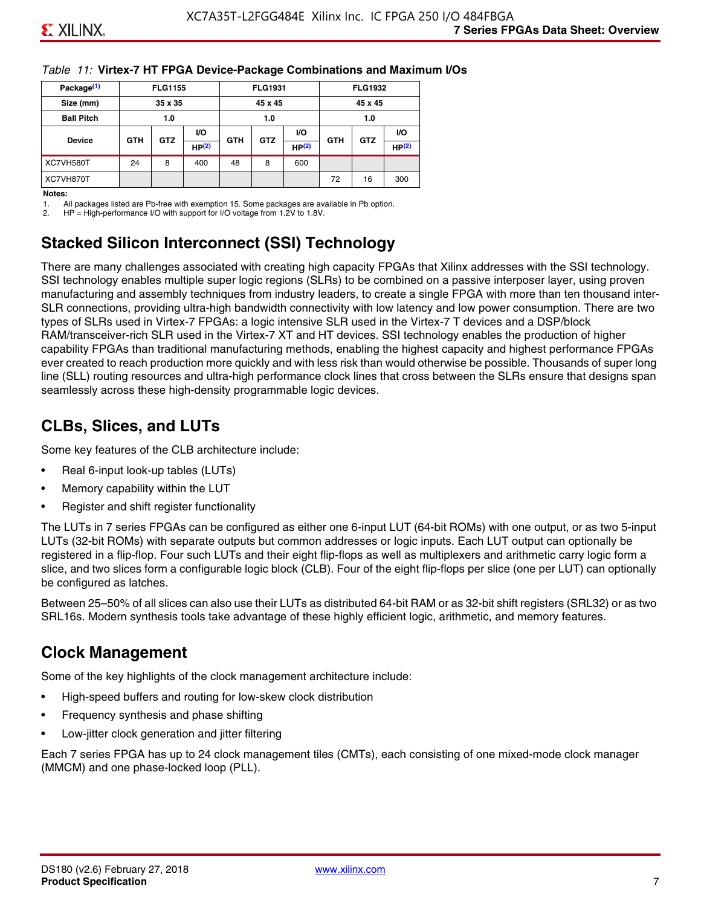*Table 11:* **Virtex-7 HT FPGA Device-Package Combinations and Maximum I/Os**

| Package[1] | FLG1155 | | | FLG1931 | | | FLG1932 | | |
|---|---|---|---|---|---|---|---|---|---|
| Size (mm) | 35 x 35 | | | 45 x 45 | | | 45 x 45 | | |
| Ball Pitch | 1.0 | | | 1.0 | | | 1.0 | | |
| Device | GTH | GTZ | I/O HP[2] | GTH | GTZ | I/O HP[2] | GTH | GTZ | I/O HP[2] |
| XC7VH580T | 24 | 8 | 400 | 48 | 8 | 600 | | | |
| XC7VH870T | | | | | | | 72 | 16 | 300 |

**Notes:**

1. All packages listed are Pb-free with exemption 15. Some packages are available in Pb option.
2. HP = High-performance I/O with support for I/O voltage from 1.2V to 1.8V.

## Stacked Silicon Interconnect (SSI) Technology

There are many challenges associated with creating high capacity FPGAs that Xilinx addresses with the SSI technology. SSI technology enables multiple super logic regions (SLRs) to be combined on a passive interposer layer, using proven manufacturing and assembly techniques from industry leaders, to create a single FPGA with more than ten thousand inter-SLR connections, providing ultra-high bandwidth connectivity with low latency and low power consumption. There are two types of SLRs used in Virtex-7 FPGAs: a logic intensive SLR used in the Virtex-7 T devices and a DSP/block RAM/transceiver-rich SLR used in the Virtex-7 XT and HT devices. SSI technology enables the production of higher capability FPGAs than traditional manufacturing methods, enabling the highest capacity and highest performance FPGAs ever created to reach production more quickly and with less risk than would otherwise be possible. Thousands of super long line (SLL) routing resources and ultra-high performance clock lines that cross between the SLRs ensure that designs span seamlessly across these high-density programmable logic devices.

## CLBs, Slices, and LUTs

Some key features of the CLB architecture include:

- Real 6-input look-up tables (LUTs)
- Memory capability within the LUT
- Register and shift register functionality

The LUTs in 7 series FPGAs can be configured as either one 6-input LUT (64-bit ROMs) with one output, or as two 5-input LUTs (32-bit ROMs) with separate outputs but common addresses or logic inputs. Each LUT output can optionally be registered in a flip-flop. Four such LUTs and their eight flip-flops as well as multiplexers and arithmetic carry logic form a slice, and two slices form a configurable logic block (CLB). Four of the eight flip-flops per slice (one per LUT) can optionally be configured as latches.

Between 25–50% of all slices can also use their LUTs as distributed 64-bit RAM or as 32-bit shift registers (SRL32) or as two SRL16s. Modern synthesis tools take advantage of these highly efficient logic, arithmetic, and memory features.

## Clock Management

Some of the key highlights of the clock management architecture include:

- High-speed buffers and routing for low-skew clock distribution
- Frequency synthesis and phase shifting
- Low-jitter clock generation and jitter filtering

Each 7 series FPGA has up to 24 clock management tiles (CMTs), each consisting of one mixed-mode clock manager (MMCM) and one phase-locked loop (PLL).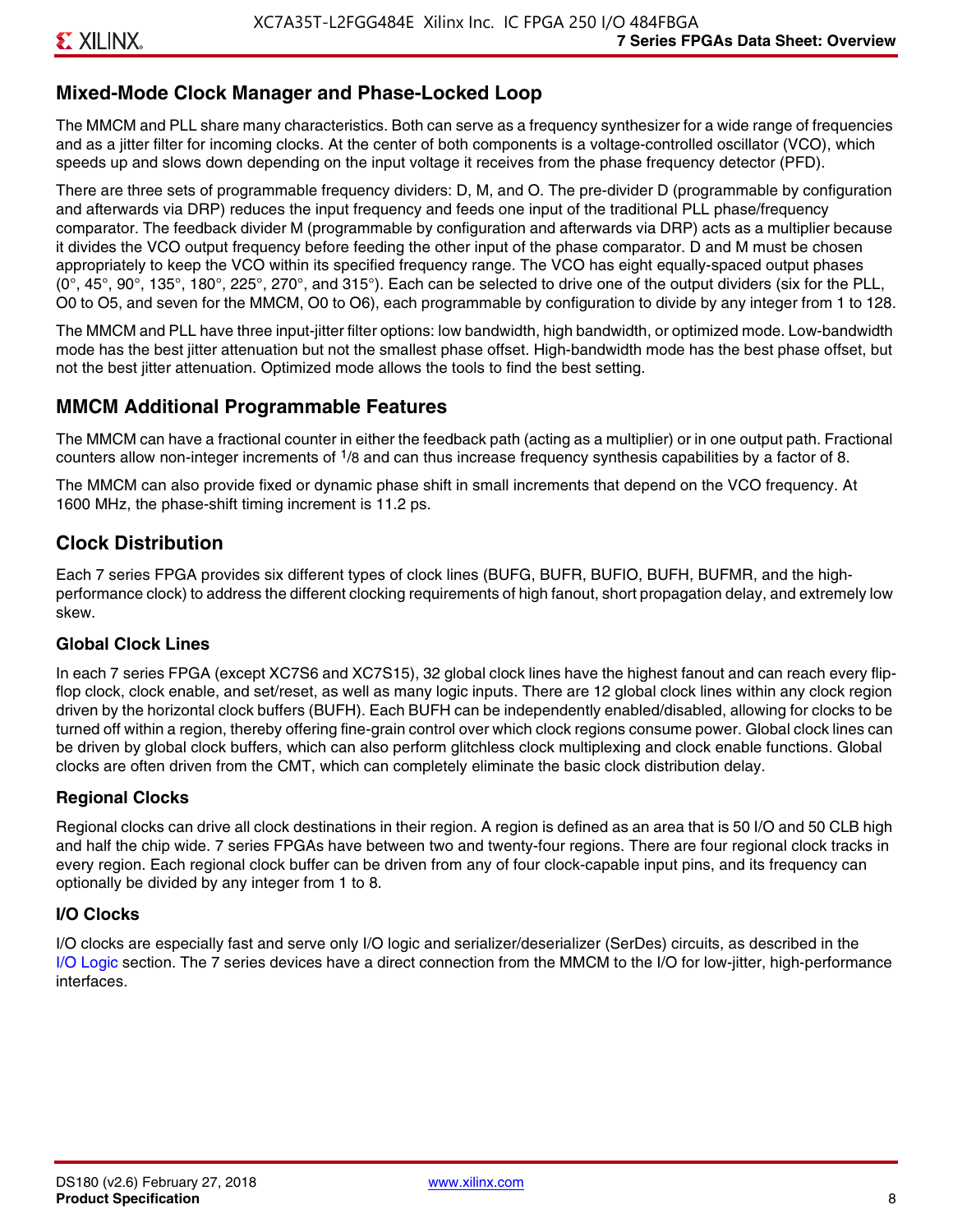## Mixed-Mode Clock Manager and Phase-Locked Loop

The MMCM and PLL share many characteristics. Both can serve as a frequency synthesizer for a wide range of frequencies and as a jitter filter for incoming clocks. At the center of both components is a voltage-controlled oscillator (VCO), which speeds up and slows down depending on the input voltage it receives from the phase frequency detector (PFD).

There are three sets of programmable frequency dividers: D, M, and O. The pre-divider D (programmable by configuration and afterwards via DRP) reduces the input frequency and feeds one input of the traditional PLL phase/frequency comparator. The feedback divider M (programmable by configuration and afterwards via DRP) acts as a multiplier because it divides the VCO output frequency before feeding the other input of the phase comparator. D and M must be chosen appropriately to keep the VCO within its specified frequency range. The VCO has eight equally-spaced output phases (0°, 45°, 90°, 135°, 180°, 225°, 270°, and 315°). Each can be selected to drive one of the output dividers (six for the PLL, O0 to O5, and seven for the MMCM, O0 to O6), each programmable by configuration to divide by any integer from 1 to 128.

The MMCM and PLL have three input-jitter filter options: low bandwidth, high bandwidth, or optimized mode. Low-bandwidth mode has the best jitter attenuation but not the smallest phase offset. High-bandwidth mode has the best phase offset, but not the best jitter attenuation. Optimized mode allows the tools to find the best setting.

## MMCM Additional Programmable Features

The MMCM can have a fractional counter in either the feedback path (acting as a multiplier) or in one output path. Fractional counters allow non-integer increments of $^{1}/_{8}$ and can thus increase frequency synthesis capabilities by a factor of 8.

The MMCM can also provide fixed or dynamic phase shift in small increments that depend on the VCO frequency. At 1600 MHz, the phase-shift timing increment is 11.2 ps.

## Clock Distribution

Each 7 series FPGA provides six different types of clock lines (BUFG, BUFR, BUFIO, BUFH, BUFMR, and the high-performance clock) to address the different clocking requirements of high fanout, short propagation delay, and extremely low skew.

### Global Clock Lines

In each 7 series FPGA (except XC7S6 and XC7S15), 32 global clock lines have the highest fanout and can reach every flip-flop clock, clock enable, and set/reset, as well as many logic inputs. There are 12 global clock lines within any clock region driven by the horizontal clock buffers (BUFH). Each BUFH can be independently enabled/disabled, allowing for clocks to be turned off within a region, thereby offering fine-grain control over which clock regions consume power. Global clock lines can be driven by global clock buffers, which can also perform glitchless clock multiplexing and clock enable functions. Global clocks are often driven from the CMT, which can completely eliminate the basic clock distribution delay.

### Regional Clocks

Regional clocks can drive all clock destinations in their region. A region is defined as an area that is 50 I/O and 50 CLB high and half the chip wide. 7 series FPGAs have between two and twenty-four regions. There are four regional clock tracks in every region. Each regional clock buffer can be driven from any of four clock-capable input pins, and its frequency can optionally be divided by any integer from 1 to 8.

### I/O Clocks

I/O clocks are especially fast and serve only I/O logic and serializer/deserializer (SerDes) circuits, as described in the I/O Logic section. The 7 series devices have a direct connection from the MMCM to the I/O for low-jitter, high-performance interfaces.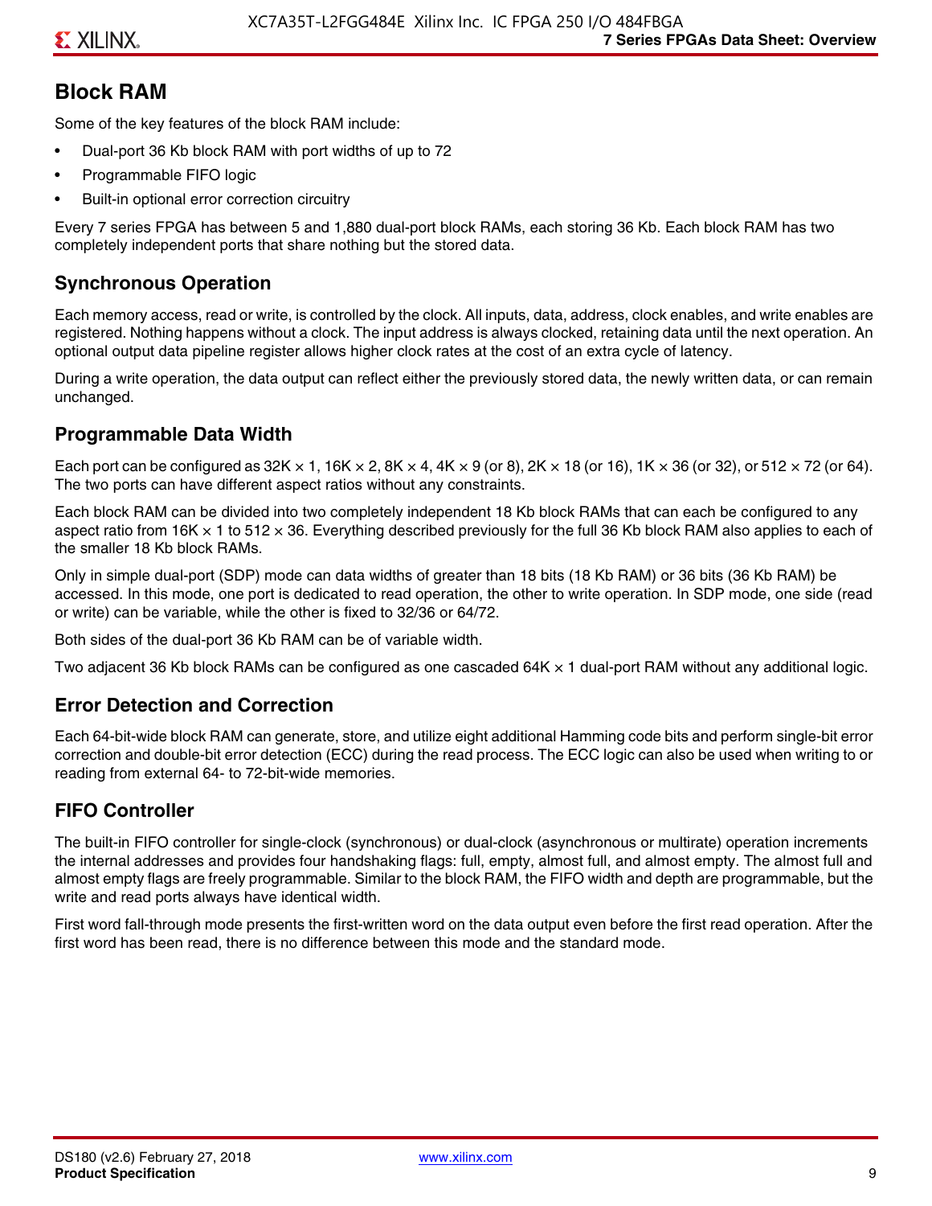## Block RAM

Some of the key features of the block RAM include:

- Dual-port 36 Kb block RAM with port widths of up to 72
- Programmable FIFO logic
- Built-in optional error correction circuitry

Every 7 series FPGA has between 5 and 1,880 dual-port block RAMs, each storing 36 Kb. Each block RAM has two completely independent ports that share nothing but the stored data.

### Synchronous Operation

Each memory access, read or write, is controlled by the clock. All inputs, data, address, clock enables, and write enables are registered. Nothing happens without a clock. The input address is always clocked, retaining data until the next operation. An optional output data pipeline register allows higher clock rates at the cost of an extra cycle of latency.

During a write operation, the data output can reflect either the previously stored data, the newly written data, or can remain unchanged.

### Programmable Data Width

Each port can be configured as 32K × 1, 16K × 2, 8K × 4, 4K × 9 (or 8), 2K × 18 (or 16), 1K × 36 (or 32), or 512 × 72 (or 64). The two ports can have different aspect ratios without any constraints.

Each block RAM can be divided into two completely independent 18 Kb block RAMs that can each be configured to any aspect ratio from 16K × 1 to 512 × 36. Everything described previously for the full 36 Kb block RAM also applies to each of the smaller 18 Kb block RAMs.

Only in simple dual-port (SDP) mode can data widths of greater than 18 bits (18 Kb RAM) or 36 bits (36 Kb RAM) be accessed. In this mode, one port is dedicated to read operation, the other to write operation. In SDP mode, one side (read or write) can be variable, while the other is fixed to 32/36 or 64/72.

Both sides of the dual-port 36 Kb RAM can be of variable width.

Two adjacent 36 Kb block RAMs can be configured as one cascaded 64K × 1 dual-port RAM without any additional logic.

### Error Detection and Correction

Each 64-bit-wide block RAM can generate, store, and utilize eight additional Hamming code bits and perform single-bit error correction and double-bit error detection (ECC) during the read process. The ECC logic can also be used when writing to or reading from external 64- to 72-bit-wide memories.

### FIFO Controller

The built-in FIFO controller for single-clock (synchronous) or dual-clock (asynchronous or multirate) operation increments the internal addresses and provides four handshaking flags: full, empty, almost full, and almost empty. The almost full and almost empty flags are freely programmable. Similar to the block RAM, the FIFO width and depth are programmable, but the write and read ports always have identical width.

First word fall-through mode presents the first-written word on the data output even before the first read operation. After the first word has been read, there is no difference between this mode and the standard mode.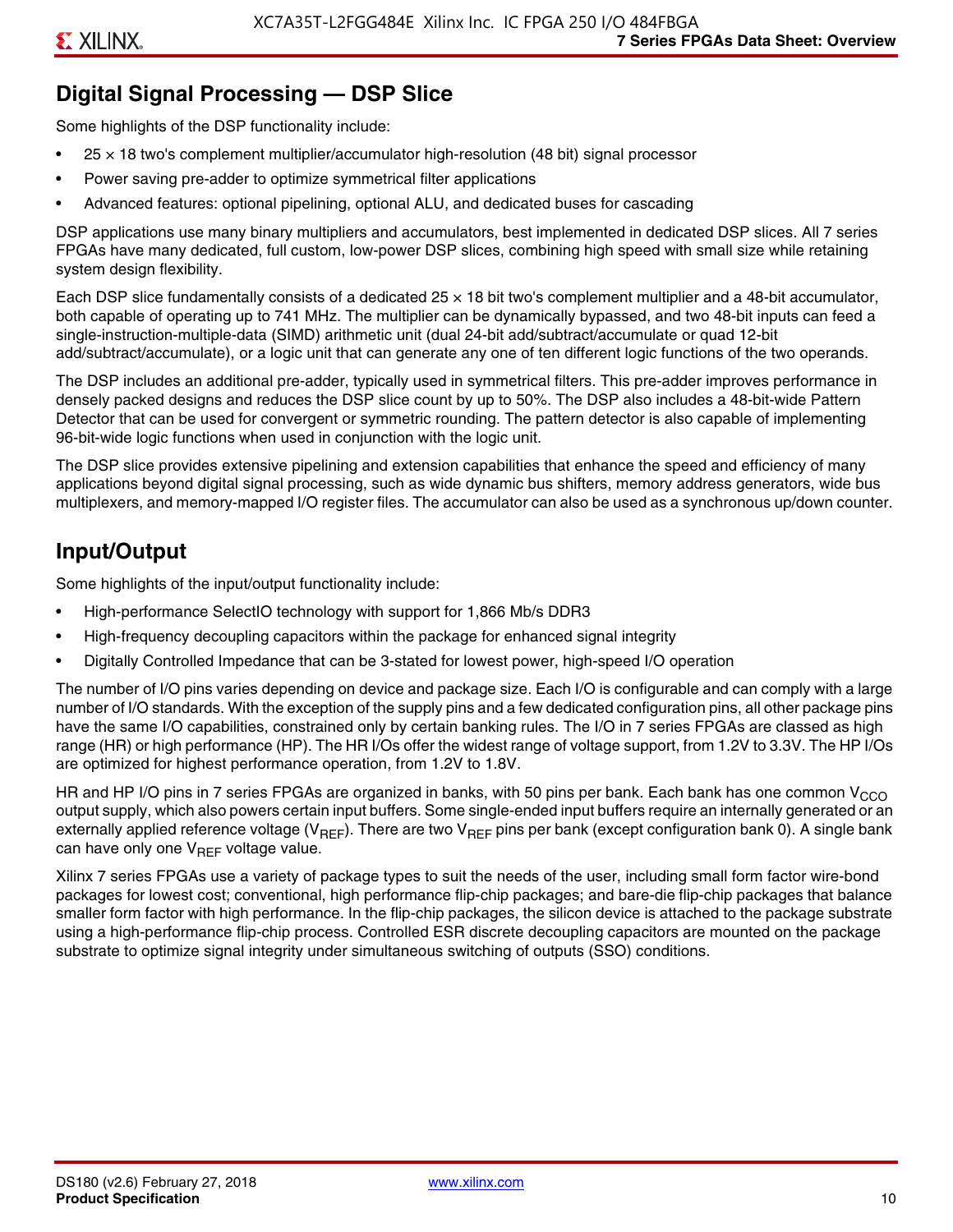## Digital Signal Processing — DSP Slice

Some highlights of the DSP functionality include:

- 25 × 18 two's complement multiplier/accumulator high-resolution (48 bit) signal processor
- Power saving pre-adder to optimize symmetrical filter applications
- Advanced features: optional pipelining, optional ALU, and dedicated buses for cascading

DSP applications use many binary multipliers and accumulators, best implemented in dedicated DSP slices. All 7 series FPGAs have many dedicated, full custom, low-power DSP slices, combining high speed with small size while retaining system design flexibility.

Each DSP slice fundamentally consists of a dedicated 25 × 18 bit two's complement multiplier and a 48-bit accumulator, both capable of operating up to 741 MHz. The multiplier can be dynamically bypassed, and two 48-bit inputs can feed a single-instruction-multiple-data (SIMD) arithmetic unit (dual 24-bit add/subtract/accumulate or quad 12-bit add/subtract/accumulate), or a logic unit that can generate any one of ten different logic functions of the two operands.

The DSP includes an additional pre-adder, typically used in symmetrical filters. This pre-adder improves performance in densely packed designs and reduces the DSP slice count by up to 50%. The DSP also includes a 48-bit-wide Pattern Detector that can be used for convergent or symmetric rounding. The pattern detector is also capable of implementing 96-bit-wide logic functions when used in conjunction with the logic unit.

The DSP slice provides extensive pipelining and extension capabilities that enhance the speed and efficiency of many applications beyond digital signal processing, such as wide dynamic bus shifters, memory address generators, wide bus multiplexers, and memory-mapped I/O register files. The accumulator can also be used as a synchronous up/down counter.

## Input/Output

Some highlights of the input/output functionality include:

- High-performance SelectIO technology with support for 1,866 Mb/s DDR3
- High-frequency decoupling capacitors within the package for enhanced signal integrity
- Digitally Controlled Impedance that can be 3-stated for lowest power, high-speed I/O operation

The number of I/O pins varies depending on device and package size. Each I/O is configurable and can comply with a large number of I/O standards. With the exception of the supply pins and a few dedicated configuration pins, all other package pins have the same I/O capabilities, constrained only by certain banking rules. The I/O in 7 series FPGAs are classed as high range (HR) or high performance (HP). The HR I/Os offer the widest range of voltage support, from 1.2V to 3.3V. The HP I/Os are optimized for highest performance operation, from 1.2V to 1.8V.

HR and HP I/O pins in 7 series FPGAs are organized in banks, with 50 pins per bank. Each bank has one common $V_{CCO}$ output supply, which also powers certain input buffers. Some single-ended input buffers require an internally generated or an externally applied reference voltage ($V_{REF}$). There are two $V_{REF}$ pins per bank (except configuration bank 0). A single bank can have only one $V_{REF}$ voltage value.

Xilinx 7 series FPGAs use a variety of package types to suit the needs of the user, including small form factor wire-bond packages for lowest cost; conventional, high performance flip-chip packages; and bare-die flip-chip packages that balance smaller form factor with high performance. In the flip-chip packages, the silicon device is attached to the package substrate using a high-performance flip-chip process. Controlled ESR discrete decoupling capacitors are mounted on the package substrate to optimize signal integrity under simultaneous switching of outputs (SSO) conditions.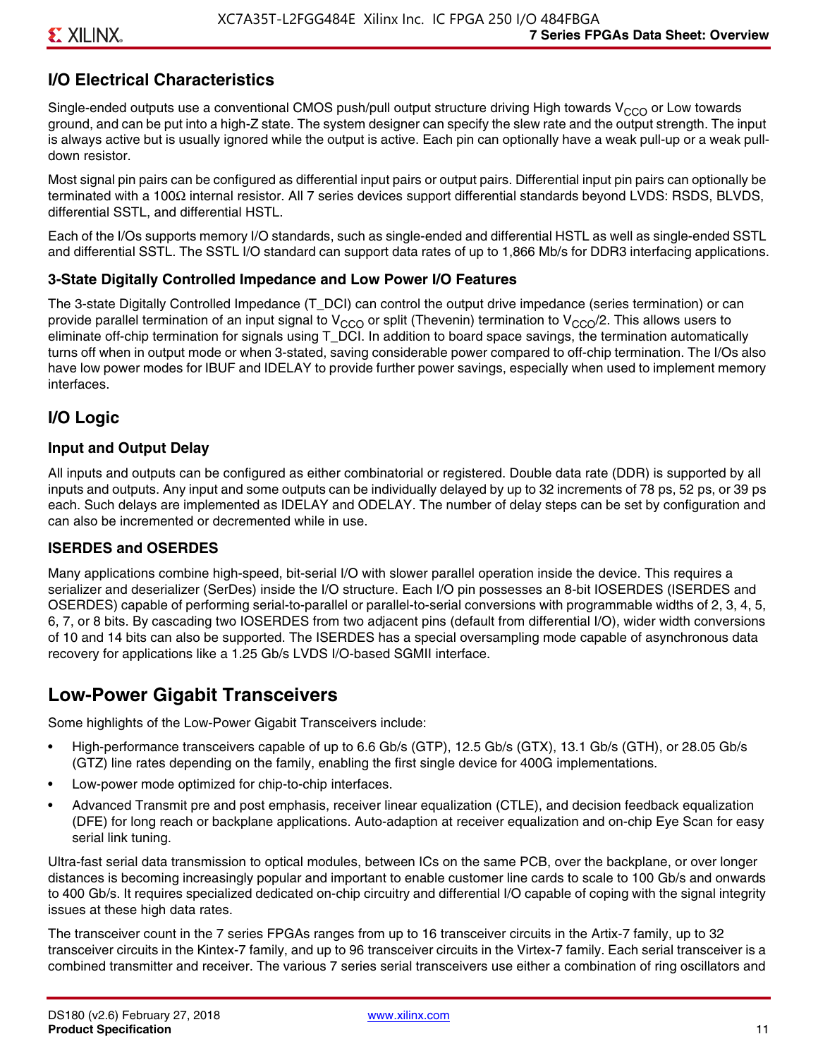## I/O Electrical Characteristics

Single-ended outputs use a conventional CMOS push/pull output structure driving High towards $V_{CCO}$ or Low towards ground, and can be put into a high-Z state. The system designer can specify the slew rate and the output strength. The input is always active but is usually ignored while the output is active. Each pin can optionally have a weak pull-up or a weak pull-down resistor.

Most signal pin pairs can be configured as differential input pairs or output pairs. Differential input pin pairs can optionally be terminated with a 100Ω internal resistor. All 7 series devices support differential standards beyond LVDS: RSDS, BLVDS, differential SSTL, and differential HSTL.

Each of the I/Os supports memory I/O standards, such as single-ended and differential HSTL as well as single-ended SSTL and differential SSTL. The SSTL I/O standard can support data rates of up to 1,866 Mb/s for DDR3 interfacing applications.

### 3-State Digitally Controlled Impedance and Low Power I/O Features

The 3-state Digitally Controlled Impedance (T_DCI) can control the output drive impedance (series termination) or can provide parallel termination of an input signal to $V_{CCO}$ or split (Thevenin) termination to $V_{CCO}/2$. This allows users to eliminate off-chip termination for signals using T_DCI. In addition to board space savings, the termination automatically turns off when in output mode or when 3-stated, saving considerable power compared to off-chip termination. The I/Os also have low power modes for IBUF and IDELAY to provide further power savings, especially when used to implement memory interfaces.

## I/O Logic

### Input and Output Delay

All inputs and outputs can be configured as either combinatorial or registered. Double data rate (DDR) is supported by all inputs and outputs. Any input and some outputs can be individually delayed by up to 32 increments of 78 ps, 52 ps, or 39 ps each. Such delays are implemented as IDELAY and ODELAY. The number of delay steps can be set by configuration and can also be incremented or decremented while in use.

### ISERDES and OSERDES

Many applications combine high-speed, bit-serial I/O with slower parallel operation inside the device. This requires a serializer and deserializer (SerDes) inside the I/O structure. Each I/O pin possesses an 8-bit IOSERDES (ISERDES and OSERDES) capable of performing serial-to-parallel or parallel-to-serial conversions with programmable widths of 2, 3, 4, 5, 6, 7, or 8 bits. By cascading two IOSERDES from two adjacent pins (default from differential I/O), wider width conversions of 10 and 14 bits can also be supported. The ISERDES has a special oversampling mode capable of asynchronous data recovery for applications like a 1.25 Gb/s LVDS I/O-based SGMII interface.

# Low-Power Gigabit Transceivers

Some highlights of the Low-Power Gigabit Transceivers include:

- High-performance transceivers capable of up to 6.6 Gb/s (GTP), 12.5 Gb/s (GTX), 13.1 Gb/s (GTH), or 28.05 Gb/s (GTZ) line rates depending on the family, enabling the first single device for 400G implementations.
- Low-power mode optimized for chip-to-chip interfaces.
- Advanced Transmit pre and post emphasis, receiver linear equalization (CTLE), and decision feedback equalization (DFE) for long reach or backplane applications. Auto-adaption at receiver equalization and on-chip Eye Scan for easy serial link tuning.

Ultra-fast serial data transmission to optical modules, between ICs on the same PCB, over the backplane, or over longer distances is becoming increasingly popular and important to enable customer line cards to scale to 100 Gb/s and onwards to 400 Gb/s. It requires specialized dedicated on-chip circuitry and differential I/O capable of coping with the signal integrity issues at these high data rates.

The transceiver count in the 7 series FPGAs ranges from up to 16 transceiver circuits in the Artix-7 family, up to 32 transceiver circuits in the Kintex-7 family, and up to 96 transceiver circuits in the Virtex-7 family. Each serial transceiver is a combined transmitter and receiver. The various 7 series serial transceivers use either a combination of ring oscillators and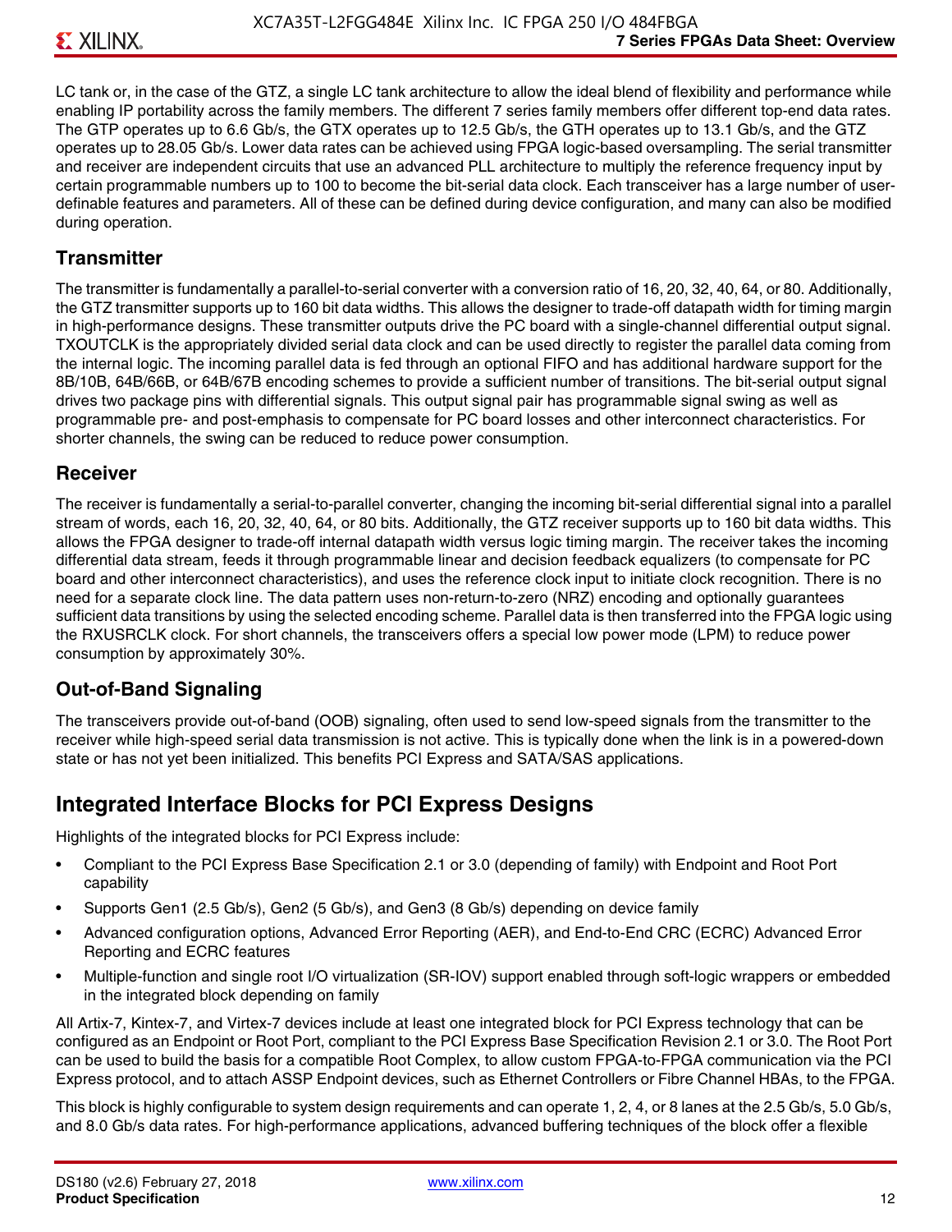LC tank or, in the case of the GTZ, a single LC tank architecture to allow the ideal blend of flexibility and performance while enabling IP portability across the family members. The different 7 series family members offer different top-end data rates. The GTP operates up to 6.6 Gb/s, the GTX operates up to 12.5 Gb/s, the GTH operates up to 13.1 Gb/s, and the GTZ operates up to 28.05 Gb/s. Lower data rates can be achieved using FPGA logic-based oversampling. The serial transmitter and receiver are independent circuits that use an advanced PLL architecture to multiply the reference frequency input by certain programmable numbers up to 100 to become the bit-serial data clock. Each transceiver has a large number of user-definable features and parameters. All of these can be defined during device configuration, and many can also be modified during operation.

### Transmitter

The transmitter is fundamentally a parallel-to-serial converter with a conversion ratio of 16, 20, 32, 40, 64, or 80. Additionally, the GTZ transmitter supports up to 160 bit data widths. This allows the designer to trade-off datapath width for timing margin in high-performance designs. These transmitter outputs drive the PC board with a single-channel differential output signal. TXOUTCLK is the appropriately divided serial data clock and can be used directly to register the parallel data coming from the internal logic. The incoming parallel data is fed through an optional FIFO and has additional hardware support for the 8B/10B, 64B/66B, or 64B/67B encoding schemes to provide a sufficient number of transitions. The bit-serial output signal drives two package pins with differential signals. This output signal pair has programmable signal swing as well as programmable pre- and post-emphasis to compensate for PC board losses and other interconnect characteristics. For shorter channels, the swing can be reduced to reduce power consumption.

### Receiver

The receiver is fundamentally a serial-to-parallel converter, changing the incoming bit-serial differential signal into a parallel stream of words, each 16, 20, 32, 40, 64, or 80 bits. Additionally, the GTZ receiver supports up to 160 bit data widths. This allows the FPGA designer to trade-off internal datapath width versus logic timing margin. The receiver takes the incoming differential data stream, feeds it through programmable linear and decision feedback equalizers (to compensate for PC board and other interconnect characteristics), and uses the reference clock input to initiate clock recognition. There is no need for a separate clock line. The data pattern uses non-return-to-zero (NRZ) encoding and optionally guarantees sufficient data transitions by using the selected encoding scheme. Parallel data is then transferred into the FPGA logic using the RXUSRCLK clock. For short channels, the transceivers offers a special low power mode (LPM) to reduce power consumption by approximately 30%.

### Out-of-Band Signaling

The transceivers provide out-of-band (OOB) signaling, often used to send low-speed signals from the transmitter to the receiver while high-speed serial data transmission is not active. This is typically done when the link is in a powered-down state or has not yet been initialized. This benefits PCI Express and SATA/SAS applications.

## Integrated Interface Blocks for PCI Express Designs

Highlights of the integrated blocks for PCI Express include:

- Compliant to the PCI Express Base Specification 2.1 or 3.0 (depending of family) with Endpoint and Root Port capability
- Supports Gen1 (2.5 Gb/s), Gen2 (5 Gb/s), and Gen3 (8 Gb/s) depending on device family
- Advanced configuration options, Advanced Error Reporting (AER), and End-to-End CRC (ECRC) Advanced Error Reporting and ECRC features
- Multiple-function and single root I/O virtualization (SR-IOV) support enabled through soft-logic wrappers or embedded in the integrated block depending on family

All Artix-7, Kintex-7, and Virtex-7 devices include at least one integrated block for PCI Express technology that can be configured as an Endpoint or Root Port, compliant to the PCI Express Base Specification Revision 2.1 or 3.0. The Root Port can be used to build the basis for a compatible Root Complex, to allow custom FPGA-to-FPGA communication via the PCI Express protocol, and to attach ASSP Endpoint devices, such as Ethernet Controllers or Fibre Channel HBAs, to the FPGA.

This block is highly configurable to system design requirements and can operate 1, 2, 4, or 8 lanes at the 2.5 Gb/s, 5.0 Gb/s, and 8.0 Gb/s data rates. For high-performance applications, advanced buffering techniques of the block offer a flexible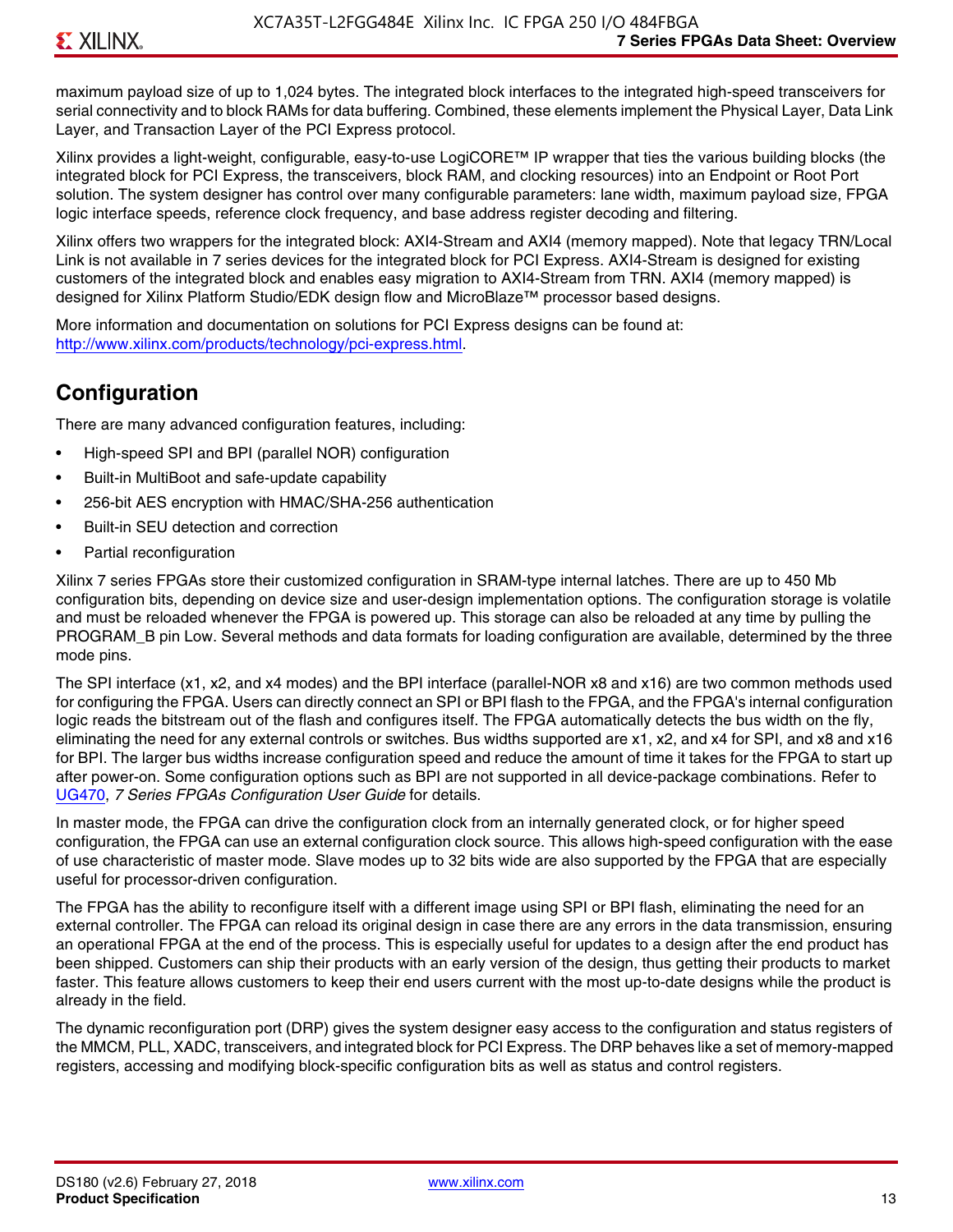maximum payload size of up to 1,024 bytes. The integrated block interfaces to the integrated high-speed transceivers for serial connectivity and to block RAMs for data buffering. Combined, these elements implement the Physical Layer, Data Link Layer, and Transaction Layer of the PCI Express protocol.

Xilinx provides a light-weight, configurable, easy-to-use LogiCORE™ IP wrapper that ties the various building blocks (the integrated block for PCI Express, the transceivers, block RAM, and clocking resources) into an Endpoint or Root Port solution. The system designer has control over many configurable parameters: lane width, maximum payload size, FPGA logic interface speeds, reference clock frequency, and base address register decoding and filtering.

Xilinx offers two wrappers for the integrated block: AXI4-Stream and AXI4 (memory mapped). Note that legacy TRN/Local Link is not available in 7 series devices for the integrated block for PCI Express. AXI4-Stream is designed for existing customers of the integrated block and enables easy migration to AXI4-Stream from TRN. AXI4 (memory mapped) is designed for Xilinx Platform Studio/EDK design flow and MicroBlaze™ processor based designs.

More information and documentation on solutions for PCI Express designs can be found at: http://www.xilinx.com/products/technology/pci-express.html.

## Configuration

There are many advanced configuration features, including:

- High-speed SPI and BPI (parallel NOR) configuration
- Built-in MultiBoot and safe-update capability
- 256-bit AES encryption with HMAC/SHA-256 authentication
- Built-in SEU detection and correction
- Partial reconfiguration

Xilinx 7 series FPGAs store their customized configuration in SRAM-type internal latches. There are up to 450 Mb configuration bits, depending on device size and user-design implementation options. The configuration storage is volatile and must be reloaded whenever the FPGA is powered up. This storage can also be reloaded at any time by pulling the PROGRAM_B pin Low. Several methods and data formats for loading configuration are available, determined by the three mode pins.

The SPI interface (x1, x2, and x4 modes) and the BPI interface (parallel-NOR x8 and x16) are two common methods used for configuring the FPGA. Users can directly connect an SPI or BPI flash to the FPGA, and the FPGA's internal configuration logic reads the bitstream out of the flash and configures itself. The FPGA automatically detects the bus width on the fly, eliminating the need for any external controls or switches. Bus widths supported are x1, x2, and x4 for SPI, and x8 and x16 for BPI. The larger bus widths increase configuration speed and reduce the amount of time it takes for the FPGA to start up after power-on. Some configuration options such as BPI are not supported in all device-package combinations. Refer to UG470, *7 Series FPGAs Configuration User Guide* for details.

In master mode, the FPGA can drive the configuration clock from an internally generated clock, or for higher speed configuration, the FPGA can use an external configuration clock source. This allows high-speed configuration with the ease of use characteristic of master mode. Slave modes up to 32 bits wide are also supported by the FPGA that are especially useful for processor-driven configuration.

The FPGA has the ability to reconfigure itself with a different image using SPI or BPI flash, eliminating the need for an external controller. The FPGA can reload its original design in case there are any errors in the data transmission, ensuring an operational FPGA at the end of the process. This is especially useful for updates to a design after the end product has been shipped. Customers can ship their products with an early version of the design, thus getting their products to market faster. This feature allows customers to keep their end users current with the most up-to-date designs while the product is already in the field.

The dynamic reconfiguration port (DRP) gives the system designer easy access to the configuration and status registers of the MMCM, PLL, XADC, transceivers, and integrated block for PCI Express. The DRP behaves like a set of memory-mapped registers, accessing and modifying block-specific configuration bits as well as status and control registers.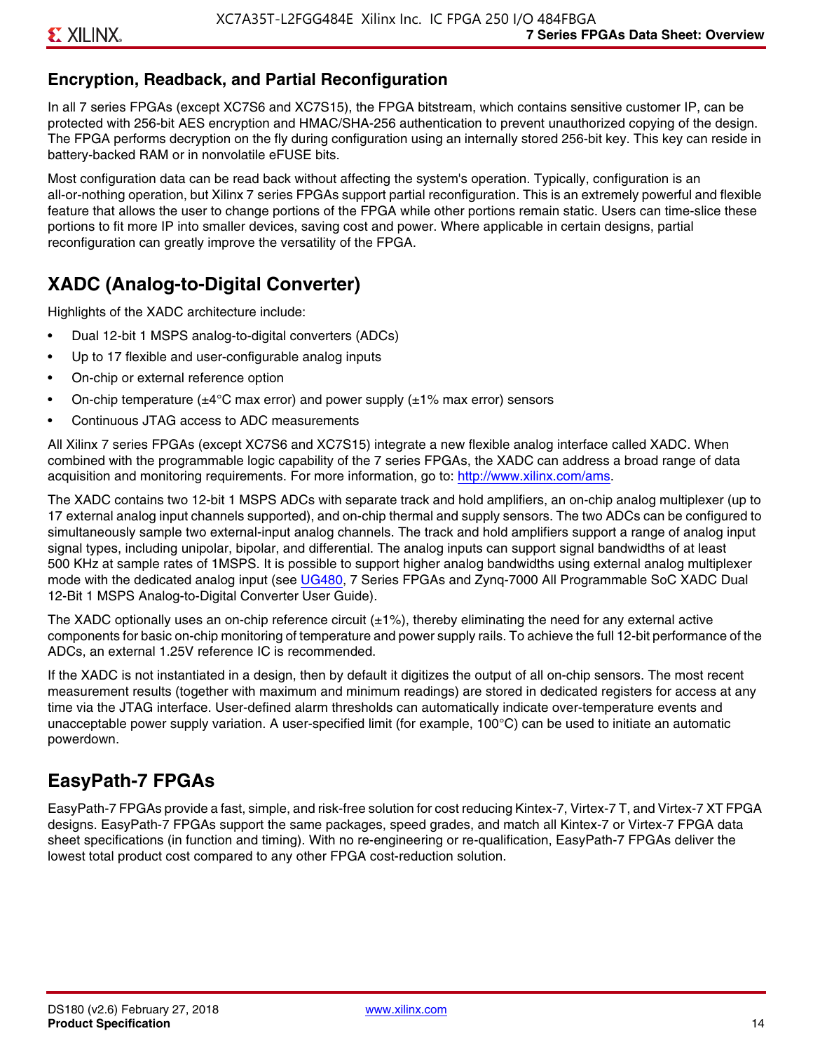## Encryption, Readback, and Partial Reconfiguration

In all 7 series FPGAs (except XC7S6 and XC7S15), the FPGA bitstream, which contains sensitive customer IP, can be protected with 256-bit AES encryption and HMAC/SHA-256 authentication to prevent unauthorized copying of the design. The FPGA performs decryption on the fly during configuration using an internally stored 256-bit key. This key can reside in battery-backed RAM or in nonvolatile eFUSE bits.

Most configuration data can be read back without affecting the system's operation. Typically, configuration is an all-or-nothing operation, but Xilinx 7 series FPGAs support partial reconfiguration. This is an extremely powerful and flexible feature that allows the user to change portions of the FPGA while other portions remain static. Users can time-slice these portions to fit more IP into smaller devices, saving cost and power. Where applicable in certain designs, partial reconfiguration can greatly improve the versatility of the FPGA.

## XADC (Analog-to-Digital Converter)

Highlights of the XADC architecture include:

- Dual 12-bit 1 MSPS analog-to-digital converters (ADCs)
- Up to 17 flexible and user-configurable analog inputs
- On-chip or external reference option
- On-chip temperature (±4°C max error) and power supply (±1% max error) sensors
- Continuous JTAG access to ADC measurements

All Xilinx 7 series FPGAs (except XC7S6 and XC7S15) integrate a new flexible analog interface called XADC. When combined with the programmable logic capability of the 7 series FPGAs, the XADC can address a broad range of data acquisition and monitoring requirements. For more information, go to: http://www.xilinx.com/ams.

The XADC contains two 12-bit 1 MSPS ADCs with separate track and hold amplifiers, an on-chip analog multiplexer (up to 17 external analog input channels supported), and on-chip thermal and supply sensors. The two ADCs can be configured to simultaneously sample two external-input analog channels. The track and hold amplifiers support a range of analog input signal types, including unipolar, bipolar, and differential. The analog inputs can support signal bandwidths of at least 500 KHz at sample rates of 1MSPS. It is possible to support higher analog bandwidths using external analog multiplexer mode with the dedicated analog input (see UG480, 7 Series FPGAs and Zynq-7000 All Programmable SoC XADC Dual 12-Bit 1 MSPS Analog-to-Digital Converter User Guide).

The XADC optionally uses an on-chip reference circuit (±1%), thereby eliminating the need for any external active components for basic on-chip monitoring of temperature and power supply rails. To achieve the full 12-bit performance of the ADCs, an external 1.25V reference IC is recommended.

If the XADC is not instantiated in a design, then by default it digitizes the output of all on-chip sensors. The most recent measurement results (together with maximum and minimum readings) are stored in dedicated registers for access at any time via the JTAG interface. User-defined alarm thresholds can automatically indicate over-temperature events and unacceptable power supply variation. A user-specified limit (for example, 100°C) can be used to initiate an automatic powerdown.

## EasyPath-7 FPGAs

EasyPath-7 FPGAs provide a fast, simple, and risk-free solution for cost reducing Kintex-7, Virtex-7 T, and Virtex-7 XT FPGA designs. EasyPath-7 FPGAs support the same packages, speed grades, and match all Kintex-7 or Virtex-7 FPGA data sheet specifications (in function and timing). With no re-engineering or re-qualification, EasyPath-7 FPGAs deliver the lowest total product cost compared to any other FPGA cost-reduction solution.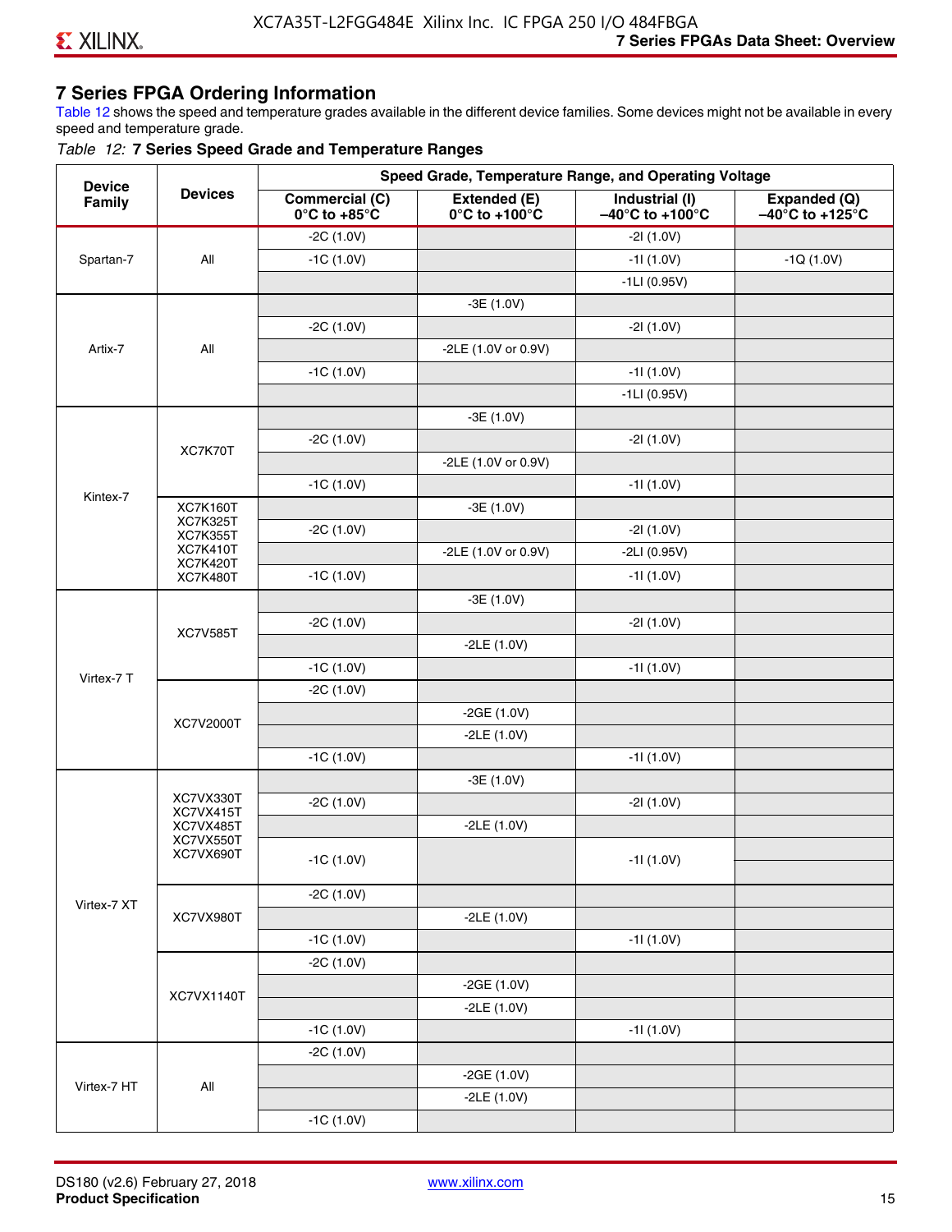## 7 Series FPGA Ordering Information

Table 12 shows the speed and temperature grades available in the different device families. Some devices might not be available in every speed and temperature grade.

*Table 12:* **7 Series Speed Grade and Temperature Ranges**

| Device Family | Devices | Speed Grade, Temperature Range, and Operating Voltage | | | |
|---|---|---|---|---|---|
| | | **Commercial (C) 0°C to +85°C** | **Extended (E) 0°C to +100°C** | **Industrial (I) –40°C to +100°C** | **Expanded (Q) –40°C to +125°C** |
| Spartan-7 | All | -2C (1.0V) | | -2I (1.0V) | |
| | | -1C (1.0V) | | -1I (1.0V) | -1Q (1.0V) |
| | | | | -1LI (0.95V) | |
| Artix-7 | All | | -3E (1.0V) | | |
| | | -2C (1.0V) | | -2I (1.0V) | |
| | | | -2LE (1.0V or 0.9V) | | |
| | | -1C (1.0V) | | -1I (1.0V) | |
| | | | | -1LI (0.95V) | |
| Kintex-7 | XC7K70T | | -3E (1.0V) | | |
| | | -2C (1.0V) | | -2I (1.0V) | |
| | | | -2LE (1.0V or 0.9V) | | |
| | | -1C (1.0V) | | -1I (1.0V) | |
| | XC7K160T XC7K325T XC7K355T XC7K410T XC7K420T XC7K480T | | -3E (1.0V) | | |
| | | -2C (1.0V) | | -2I (1.0V) | |
| | | | -2LE (1.0V or 0.9V) | -2LI (0.95V) | |
| | | -1C (1.0V) | | -1I (1.0V) | |
| Virtex-7 T | XC7V585T | | -3E (1.0V) | | |
| | | -2C (1.0V) | | -2I (1.0V) | |
| | | | -2LE (1.0V) | | |
| | | -1C (1.0V) | | -1I (1.0V) | |
| | XC7V2000T | -2C (1.0V) | | | |
| | | | -2GE (1.0V) | | |
| | | | -2LE (1.0V) | | |
| | | -1C (1.0V) | | -1I (1.0V) | |
| Virtex-7 XT | XC7VX330T XC7VX415T XC7VX485T XC7VX550T XC7VX690T | | -3E (1.0V) | | |
| | | -2C (1.0V) | | -2I (1.0V) | |
| | | | -2LE (1.0V) | | |
| | | -1C (1.0V) | | -1I (1.0V) | |
| | XC7VX980T | -2C (1.0V) | | | |
| | | | -2LE (1.0V) | | |
| | | -1C (1.0V) | | -1I (1.0V) | |
| | XC7VX1140T | -2C (1.0V) | | | |
| | | | -2GE (1.0V) | | |
| | | | -2LE (1.0V) | | |
| | | -1C (1.0V) | | -1I (1.0V) | |
| Virtex-7 HT | All | -2C (1.0V) | | | |
| | | | -2GE (1.0V) | | |
| | | | -2LE (1.0V) | | |
| | | -1C (1.0V) | | | |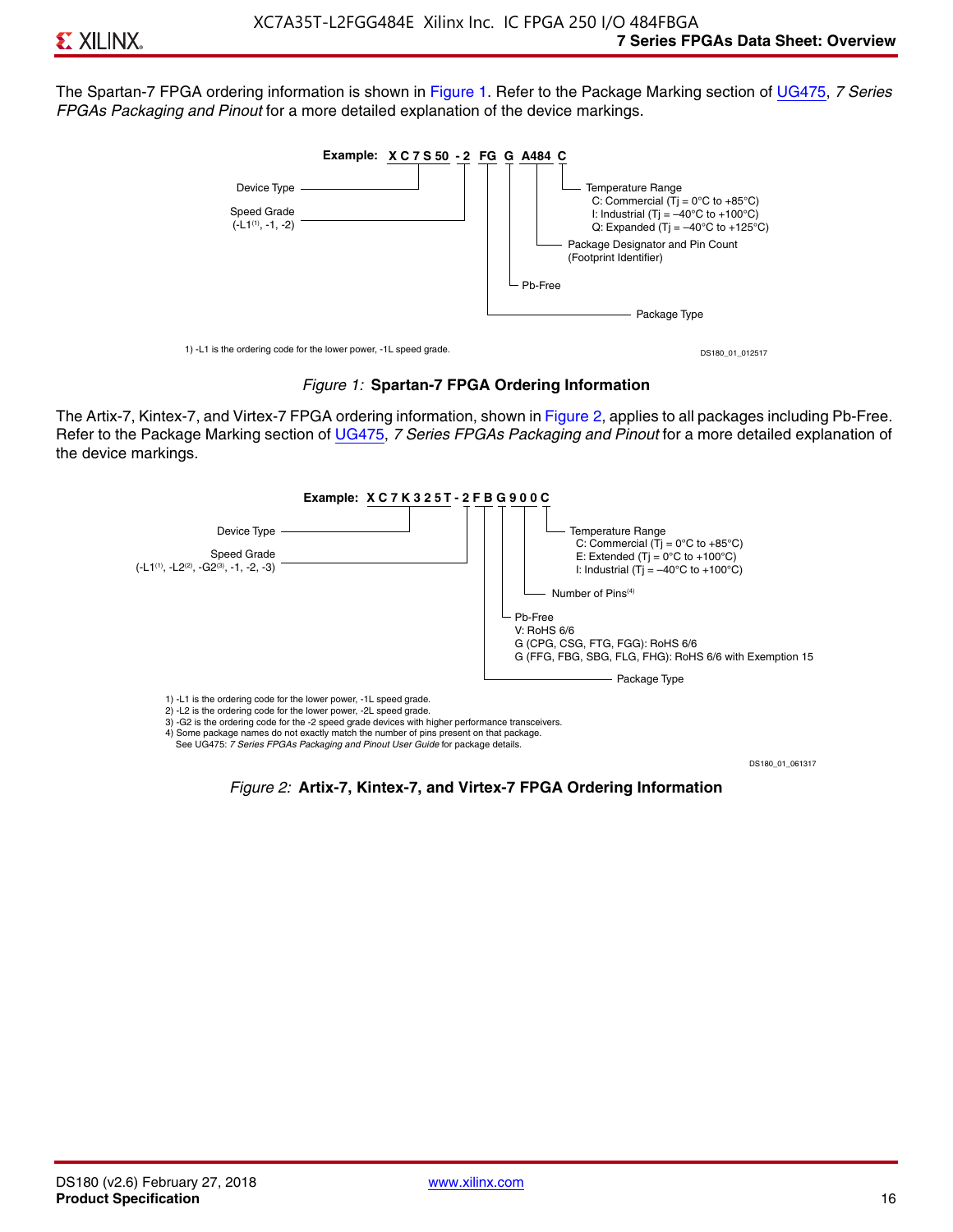The Spartan-7 FPGA ordering information is shown in Figure 1. Refer to the Package Marking section of UG475, *7 Series FPGAs Packaging and Pinout* for a more detailed explanation of the device markings.

Example: **X C 7 S 50 - 2 FG G A484 C**

- Device Type
- Speed Grade (-L1[1], -1, -2)
- Package Type
- Pb-Free
- Package Designator and Pin Count (Footprint Identifier)
- Temperature Range
  - C: Commercial (Tj = 0°C to +85°C)
  - I: Industrial (Tj = –40°C to +100°C)
  - Q: Expanded (Tj = –40°C to +125°C)

1) -L1 is the ordering code for the lower power, -1L speed grade.

DS180_01_012517

*Figure 1:* **Spartan-7 FPGA Ordering Information**

The Artix-7, Kintex-7, and Virtex-7 FPGA ordering information, shown in Figure 2, applies to all packages including Pb-Free. Refer to the Package Marking section of UG475, *7 Series FPGAs Packaging and Pinout* for a more detailed explanation of the device markings.

Example: **X C 7 K 3 2 5 T - 2 F B G 9 0 0 C**

- Device Type
- Speed Grade (-L1[1], -L2[2], -G2[3], -1, -2, -3)
- Package Type
- Pb-Free
  - V: RoHS 6/6
  - G (CPG, CSG, FTG, FGG): RoHS 6/6
  - G (FFG, FBG, SBG, FLG, FHG): RoHS 6/6 with Exemption 15
- Number of Pins[4]
- Temperature Range
  - C: Commercial (Tj = 0°C to +85°C)
  - E: Extended (Tj = 0°C to +100°C)
  - I: Industrial (Tj = –40°C to +100°C)

1) -L1 is the ordering code for the lower power, -1L speed grade.
2) -L2 is the ordering code for the lower power, -2L speed grade.
3) -G2 is the ordering code for the -2 speed grade devices with higher performance transceivers.
4) Some package names do not exactly match the number of pins present on that package. See UG475: *7 Series FPGAs Packaging and Pinout User Guide* for package details.

DS180_01_061317

*Figure 2:* **Artix-7, Kintex-7, and Virtex-7 FPGA Ordering Information**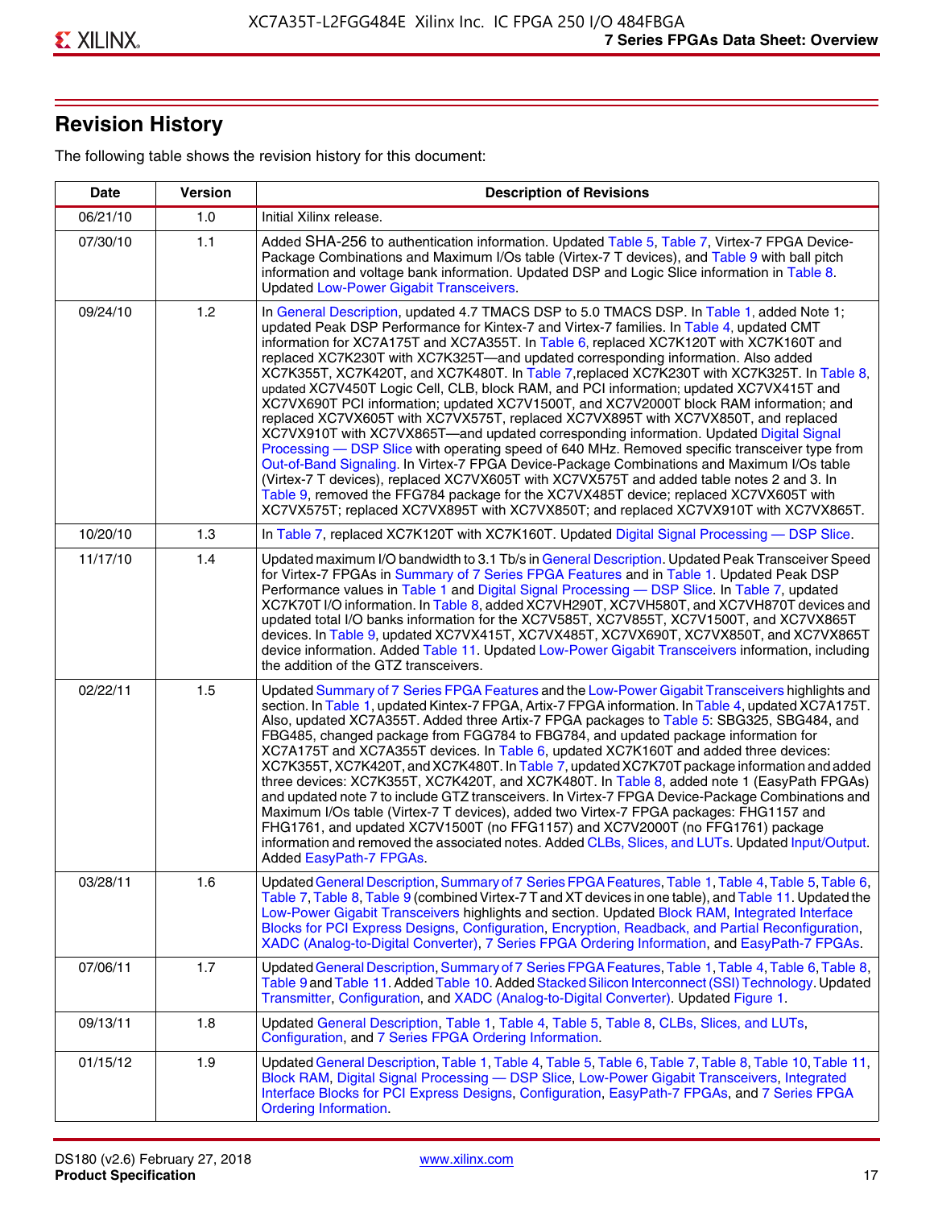## Revision History

The following table shows the revision history for this document:

| Date | Version | Description of Revisions |
|---|---|---|
| 06/21/10 | 1.0 | Initial Xilinx release. |
| 07/30/10 | 1.1 | Added SHA-256 to authentication information. Updated Table 5, Table 7, Virtex-7 FPGA Device-Package Combinations and Maximum I/Os table (Virtex-7 T devices), and Table 9 with ball pitch information and voltage bank information. Updated DSP and Logic Slice information in Table 8. Updated Low-Power Gigabit Transceivers. |
| 09/24/10 | 1.2 | In General Description, updated 4.7 TMACS DSP to 5.0 TMACS DSP. In Table 1, added Note 1; updated Peak DSP Performance for Kintex-7 and Virtex-7 families. In Table 4, updated CMT information for XC7A175T and XC7A355T. In Table 6, replaced XC7K120T with XC7K160T and replaced XC7K230T with XC7K325T—and updated corresponding information. Also added XC7K355T, XC7K420T, and XC7K480T. In Table 7, replaced XC7K230T with XC7K325T. In Table 8, updated XC7V450T Logic Cell, CLB, block RAM, and PCI information; updated XC7VX415T and XC7VX690T PCI information; updated XC7V1500T, and XC7V2000T block RAM information; and replaced XC7VX605T with XC7VX575T, replaced XC7VX895T with XC7VX850T, and replaced XC7VX910T with XC7VX865T—and updated corresponding information. Updated Digital Signal Processing — DSP Slice with operating speed of 640 MHz. Removed specific transceiver type from Out-of-Band Signaling. In Virtex-7 FPGA Device-Package Combinations and Maximum I/Os table (Virtex-7 T devices), replaced XC7VX605T with XC7VX575T and added table notes 2 and 3. In Table 9, removed the FFG784 package for the XC7VX485T device; replaced XC7VX605T with XC7VX575T; replaced XC7VX895T with XC7VX850T; and replaced XC7VX910T with XC7VX865T. |
| 10/20/10 | 1.3 | In Table 7, replaced XC7K120T with XC7K160T. Updated Digital Signal Processing — DSP Slice. |
| 11/17/10 | 1.4 | Updated maximum I/O bandwidth to 3.1 Tb/s in General Description. Updated Peak Transceiver Speed for Virtex-7 FPGAs in Summary of 7 Series FPGA Features and in Table 1. Updated Peak DSP Performance values in Table 1 and Digital Signal Processing — DSP Slice. In Table 7, updated XC7K70T I/O information. In Table 8, added XC7VH290T, XC7VH580T, and XC7VH870T devices and updated total I/O banks information for the XC7V585T, XC7V855T, XC7V1500T, and XC7VX865T devices. In Table 9, updated XC7VX415T, XC7VX485T, XC7VX690T, XC7VX850T, and XC7VX865T device information. Added Table 11. Updated Low-Power Gigabit Transceivers information, including the addition of the GTZ transceivers. |
| 02/22/11 | 1.5 | Updated Summary of 7 Series FPGA Features and the Low-Power Gigabit Transceivers highlights and section. In Table 1, updated Kintex-7 FPGA, Artix-7 FPGA information. In Table 4, updated XC7A175T. Also, updated XC7A355T. Added three Artix-7 FPGA packages to Table 5: SBG325, SBG484, and FBG485, changed package from FGG784 to FBG784, and updated package information for XC7A175T and XC7A355T devices. In Table 6, updated XC7K160T and added three devices: XC7K355T, XC7K420T, and XC7K480T. In Table 7, updated XC7K70T package information and added three devices: XC7K355T, XC7K420T, and XC7K480T. In Table 8, added note 1 (EasyPath FPGAs) and updated note 7 to include GTZ transceivers. In Virtex-7 FPGA Device-Package Combinations and Maximum I/Os table (Virtex-7 T devices), added two Virtex-7 FPGA packages: FHG1157 and FHG1761, and updated XC7V1500T (no FFG1157) and XC7V2000T (no FFG1761) package information and removed the associated notes. Added CLBs, Slices, and LUTs. Updated Input/Output. Added EasyPath-7 FPGAs. |
| 03/28/11 | 1.6 | Updated General Description, Summary of 7 Series FPGA Features, Table 1, Table 4, Table 5, Table 6, Table 7, Table 8, Table 9 (combined Virtex-7 T and XT devices in one table), and Table 11. Updated the Low-Power Gigabit Transceivers highlights and section. Updated Block RAM, Integrated Interface Blocks for PCI Express Designs, Configuration, Encryption, Readback, and Partial Reconfiguration, XADC (Analog-to-Digital Converter), 7 Series FPGA Ordering Information, and EasyPath-7 FPGAs. |
| 07/06/11 | 1.7 | Updated General Description, Summary of 7 Series FPGA Features, Table 1, Table 4, Table 6, Table 8, Table 9 and Table 11. Added Table 10. Added Stacked Silicon Interconnect (SSI) Technology. Updated Transmitter, Configuration, and XADC (Analog-to-Digital Converter). Updated Figure 1. |
| 09/13/11 | 1.8 | Updated General Description, Table 1, Table 4, Table 5, Table 8, CLBs, Slices, and LUTs, Configuration, and 7 Series FPGA Ordering Information. |
| 01/15/12 | 1.9 | Updated General Description, Table 1, Table 4, Table 5, Table 6, Table 7, Table 8, Table 10, Table 11, Block RAM, Digital Signal Processing — DSP Slice, Low-Power Gigabit Transceivers, Integrated Interface Blocks for PCI Express Designs, Configuration, EasyPath-7 FPGAs, and 7 Series FPGA Ordering Information. |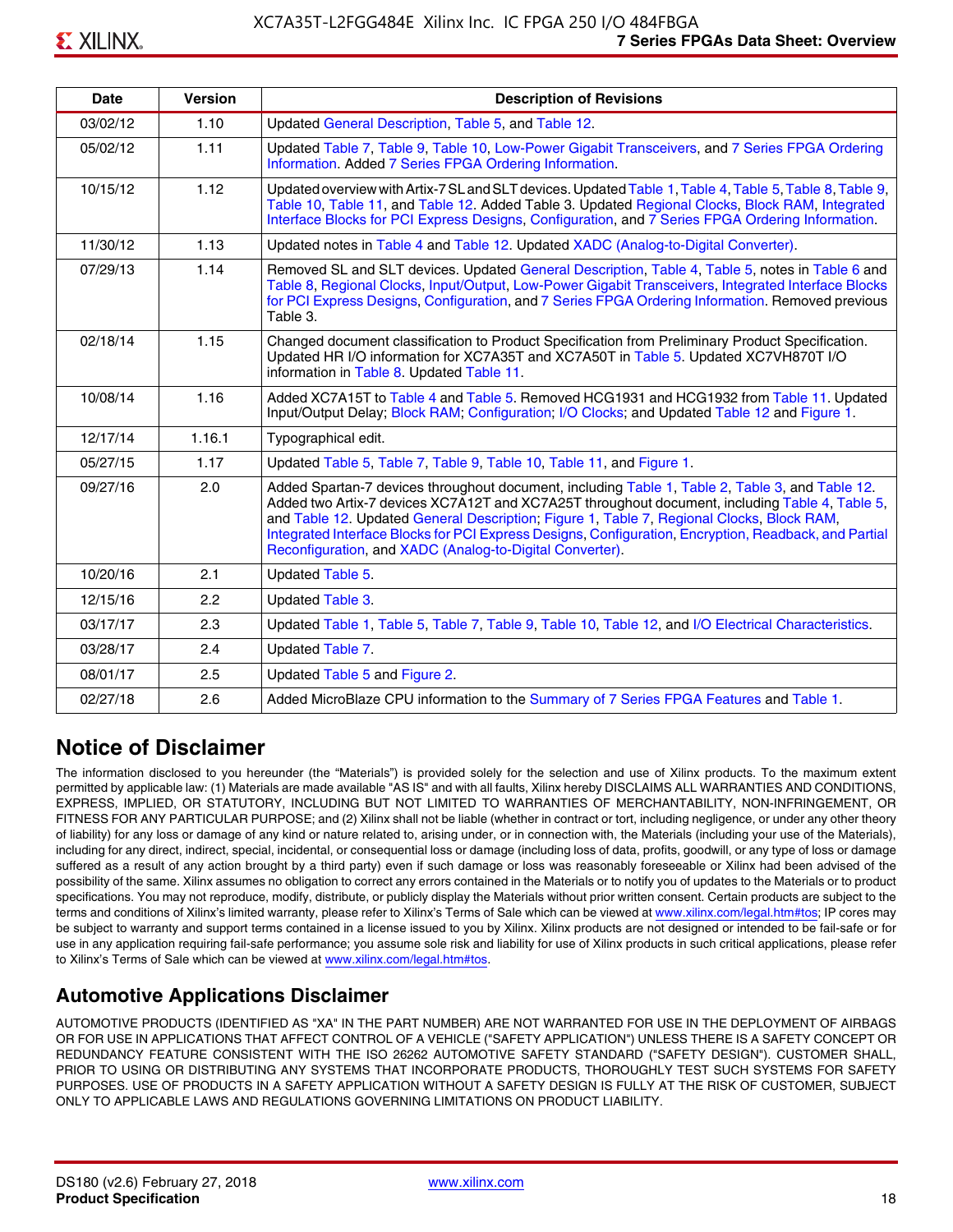| Date | Version | Description of Revisions |
|---|---|---|
| 03/02/12 | 1.10 | Updated General Description, Table 5, and Table 12. |
| 05/02/12 | 1.11 | Updated Table 7, Table 9, Table 10, Low-Power Gigabit Transceivers, and 7 Series FPGA Ordering Information. Added 7 Series FPGA Ordering Information. |
| 10/15/12 | 1.12 | Updated overview with Artix-7 SL and SLT devices. Updated Table 1, Table 4, Table 5, Table 8, Table 9, Table 10, Table 11, and Table 12. Added Table 3. Updated Regional Clocks, Block RAM, Integrated Interface Blocks for PCI Express Designs, Configuration, and 7 Series FPGA Ordering Information. |
| 11/30/12 | 1.13 | Updated notes in Table 4 and Table 12. Updated XADC (Analog-to-Digital Converter). |
| 07/29/13 | 1.14 | Removed SL and SLT devices. Updated General Description, Table 4, Table 5, notes in Table 6 and Table 8, Regional Clocks, Input/Output, Low-Power Gigabit Transceivers, Integrated Interface Blocks for PCI Express Designs, Configuration, and 7 Series FPGA Ordering Information. Removed previous Table 3. |
| 02/18/14 | 1.15 | Changed document classification to Product Specification from Preliminary Product Specification. Updated HR I/O information for XC7A35T and XC7A50T in Table 5. Updated XC7VH870T I/O information in Table 8. Updated Table 11. |
| 10/08/14 | 1.16 | Added XC7A15T to Table 4 and Table 5. Removed HCG1931 and HCG1932 from Table 11. Updated Input/Output Delay; Block RAM; Configuration; I/O Clocks; and Updated Table 12 and Figure 1. |
| 12/17/14 | 1.16.1 | Typographical edit. |
| 05/27/15 | 1.17 | Updated Table 5, Table 7, Table 9, Table 10, Table 11, and Figure 1. |
| 09/27/16 | 2.0 | Added Spartan-7 devices throughout document, including Table 1, Table 2, Table 3, and Table 12. Added two Artix-7 devices XC7A12T and XC7A25T throughout document, including Table 4, Table 5, and Table 12. Updated General Description; Figure 1, Table 7, Regional Clocks, Block RAM, Integrated Interface Blocks for PCI Express Designs, Configuration, Encryption, Readback, and Partial Reconfiguration, and XADC (Analog-to-Digital Converter). |
| 10/20/16 | 2.1 | Updated Table 5. |
| 12/15/16 | 2.2 | Updated Table 3. |
| 03/17/17 | 2.3 | Updated Table 1, Table 5, Table 7, Table 9, Table 10, Table 12, and I/O Electrical Characteristics. |
| 03/28/17 | 2.4 | Updated Table 7. |
| 08/01/17 | 2.5 | Updated Table 5 and Figure 2. |
| 02/27/18 | 2.6 | Added MicroBlaze CPU information to the Summary of 7 Series FPGA Features and Table 1. |

## Notice of Disclaimer

The information disclosed to you hereunder (the "Materials") is provided solely for the selection and use of Xilinx products. To the maximum extent permitted by applicable law: (1) Materials are made available "AS IS" and with all faults, Xilinx hereby DISCLAIMS ALL WARRANTIES AND CONDITIONS, EXPRESS, IMPLIED, OR STATUTORY, INCLUDING BUT NOT LIMITED TO WARRANTIES OF MERCHANTABILITY, NON-INFRINGEMENT, OR FITNESS FOR ANY PARTICULAR PURPOSE; and (2) Xilinx shall not be liable (whether in contract or tort, including negligence, or under any other theory of liability) for any loss or damage of any kind or nature related to, arising under, or in connection with, the Materials (including your use of the Materials), including for any direct, indirect, special, incidental, or consequential loss or damage (including loss of data, profits, goodwill, or any type of loss or damage suffered as a result of any action brought by a third party) even if such damage or loss was reasonably foreseeable or Xilinx had been advised of the possibility of the same. Xilinx assumes no obligation to correct any errors contained in the Materials or to notify you of updates to the Materials or to product specifications. You may not reproduce, modify, distribute, or publicly display the Materials without prior written consent. Certain products are subject to the terms and conditions of Xilinx's limited warranty, please refer to Xilinx's Terms of Sale which can be viewed at www.xilinx.com/legal.htm#tos; IP cores may be subject to warranty and support terms contained in a license issued to you by Xilinx. Xilinx products are not designed or intended to be fail-safe or for use in any application requiring fail-safe performance; you assume sole risk and liability for use of Xilinx products in such critical applications, please refer to Xilinx's Terms of Sale which can be viewed at www.xilinx.com/legal.htm#tos.

## Automotive Applications Disclaimer

AUTOMOTIVE PRODUCTS (IDENTIFIED AS "XA" IN THE PART NUMBER) ARE NOT WARRANTED FOR USE IN THE DEPLOYMENT OF AIRBAGS OR FOR USE IN APPLICATIONS THAT AFFECT CONTROL OF A VEHICLE ("SAFETY APPLICATION") UNLESS THERE IS A SAFETY CONCEPT OR REDUNDANCY FEATURE CONSISTENT WITH THE ISO 26262 AUTOMOTIVE SAFETY STANDARD ("SAFETY DESIGN"). CUSTOMER SHALL, PRIOR TO USING OR DISTRIBUTING ANY SYSTEMS THAT INCORPORATE PRODUCTS, THOROUGHLY TEST SUCH SYSTEMS FOR SAFETY PURPOSES. USE OF PRODUCTS IN A SAFETY APPLICATION WITHOUT A SAFETY DESIGN IS FULLY AT THE RISK OF CUSTOMER, SUBJECT ONLY TO APPLICABLE LAWS AND REGULATIONS GOVERNING LIMITATIONS ON PRODUCT LIABILITY.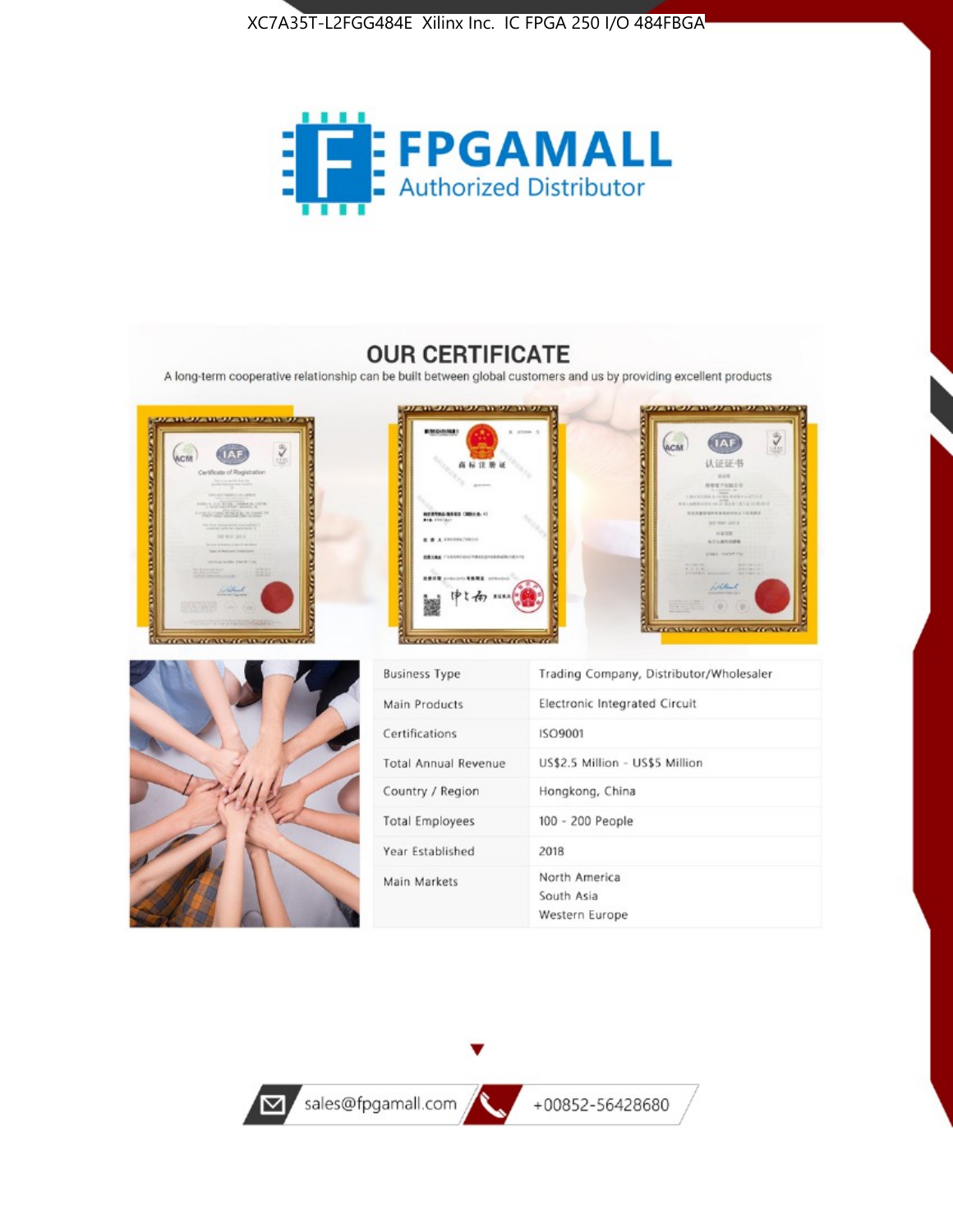FPGAMALL
Authorized Distributor

## OUR CERTIFICATE

A long-term cooperative relationship can be built between global customers and us by providing excellent products

| | |
|---|---|
| Business Type | Trading Company, Distributor/Wholesaler |
| Main Products | Electronic Integrated Circuit |
| Certifications | ISO9001 |
| Total Annual Revenue | US$2.5 Million - US$5 Million |
| Country / Region | Hongkong, China |
| Total Employees | 100 - 200 People |
| Year Established | 2018 |
| Main Markets | North America<br>South Asia<br>Western Europe |

sales@fpgamall.com

+00852-56428680